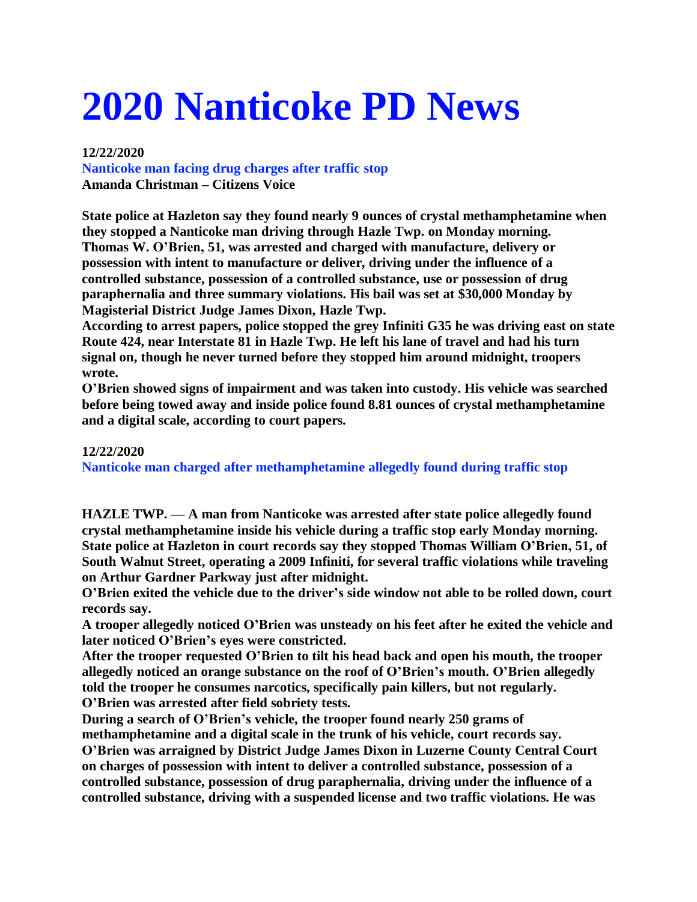# 2020 Nanticoke PD News

**12/22/2020**

**Nanticoke man facing drug charges after traffic stop**

**Amanda Christman – Citizens Voice**

**State police at Hazleton say they found nearly 9 ounces of crystal methamphetamine when they stopped a Nanticoke man driving through Hazle Twp. on Monday morning.**
**Thomas W. O'Brien, 51, was arrested and charged with manufacture, delivery or possession with intent to manufacture or deliver, driving under the influence of a controlled substance, possession of a controlled substance, use or possession of drug paraphernalia and three summary violations. His bail was set at $30,000 Monday by Magisterial District Judge James Dixon, Hazle Twp.**
**According to arrest papers, police stopped the grey Infiniti G35 he was driving east on state Route 424, near Interstate 81 in Hazle Twp. He left his lane of travel and had his turn signal on, though he never turned before they stopped him around midnight, troopers wrote.**
**O'Brien showed signs of impairment and was taken into custody. His vehicle was searched before being towed away and inside police found 8.81 ounces of crystal methamphetamine and a digital scale, according to court papers.**

**12/22/2020**

**Nanticoke man charged after methamphetamine allegedly found during traffic stop**

**HAZLE TWP. — A man from Nanticoke was arrested after state police allegedly found crystal methamphetamine inside his vehicle during a traffic stop early Monday morning.**
**State police at Hazleton in court records say they stopped Thomas William O'Brien, 51, of South Walnut Street, operating a 2009 Infiniti, for several traffic violations while traveling on Arthur Gardner Parkway just after midnight.**
**O'Brien exited the vehicle due to the driver's side window not able to be rolled down, court records say.**
**A trooper allegedly noticed O'Brien was unsteady on his feet after he exited the vehicle and later noticed O'Brien's eyes were constricted.**
**After the trooper requested O'Brien to tilt his head back and open his mouth, the trooper allegedly noticed an orange substance on the roof of O'Brien's mouth. O'Brien allegedly told the trooper he consumes narcotics, specifically pain killers, but not regularly.**
**O'Brien was arrested after field sobriety tests.**
**During a search of O'Brien's vehicle, the trooper found nearly 250 grams of methamphetamine and a digital scale in the trunk of his vehicle, court records say.**
**O'Brien was arraigned by District Judge James Dixon in Luzerne County Central Court on charges of possession with intent to deliver a controlled substance, possession of a controlled substance, possession of drug paraphernalia, driving under the influence of a controlled substance, driving with a suspended license and two traffic violations. He was**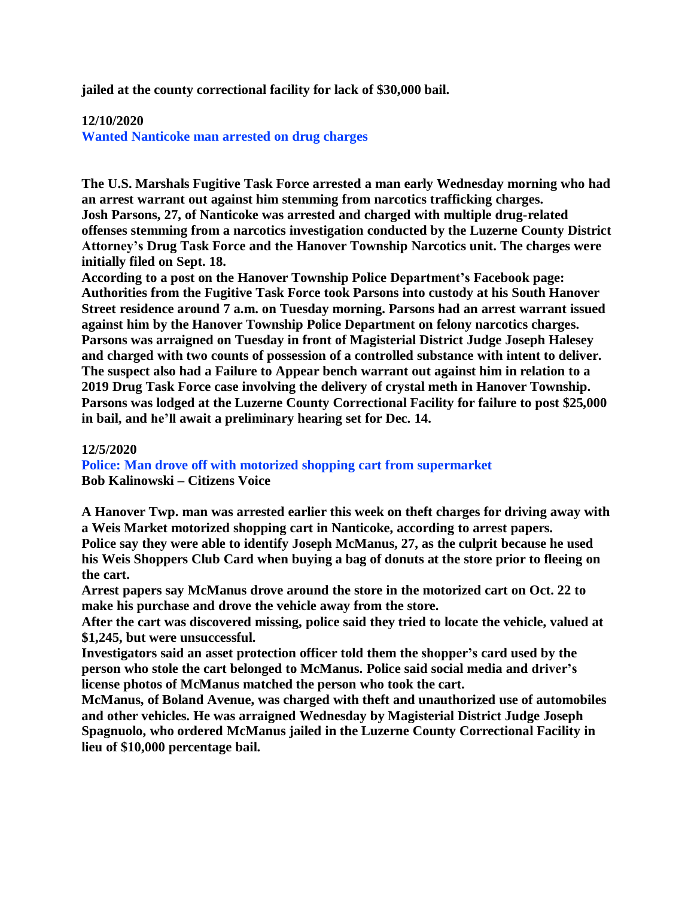**jailed at the county correctional facility for lack of $30,000 bail.**

**12/10/2020**

**Wanted Nanticoke man arrested on drug charges**

**The U.S. Marshals Fugitive Task Force arrested a man early Wednesday morning who had an arrest warrant out against him stemming from narcotics trafficking charges.**
**Josh Parsons, 27, of Nanticoke was arrested and charged with multiple drug-related offenses stemming from a narcotics investigation conducted by the Luzerne County District Attorney's Drug Task Force and the Hanover Township Narcotics unit. The charges were initially filed on Sept. 18.**
**According to a post on the Hanover Township Police Department's Facebook page: Authorities from the Fugitive Task Force took Parsons into custody at his South Hanover Street residence around 7 a.m. on Tuesday morning. Parsons had an arrest warrant issued against him by the Hanover Township Police Department on felony narcotics charges.**
**Parsons was arraigned on Tuesday in front of Magisterial District Judge Joseph Halesey and charged with two counts of possession of a controlled substance with intent to deliver.**
**The suspect also had a Failure to Appear bench warrant out against him in relation to a 2019 Drug Task Force case involving the delivery of crystal meth in Hanover Township.**
**Parsons was lodged at the Luzerne County Correctional Facility for failure to post $25,000 in bail, and he'll await a preliminary hearing set for Dec. 14.**

**12/5/2020**

**Police: Man drove off with motorized shopping cart from supermarket**
**Bob Kalinowski – Citizens Voice**

**A Hanover Twp. man was arrested earlier this week on theft charges for driving away with a Weis Market motorized shopping cart in Nanticoke, according to arrest papers.**
**Police say they were able to identify Joseph McManus, 27, as the culprit because he used his Weis Shoppers Club Card when buying a bag of donuts at the store prior to fleeing on the cart.**
**Arrest papers say McManus drove around the store in the motorized cart on Oct. 22 to make his purchase and drove the vehicle away from the store.**
**After the cart was discovered missing, police said they tried to locate the vehicle, valued at $1,245, but were unsuccessful.**
**Investigators said an asset protection officer told them the shopper's card used by the person who stole the cart belonged to McManus. Police said social media and driver's license photos of McManus matched the person who took the cart.**
**McManus, of Boland Avenue, was charged with theft and unauthorized use of automobiles and other vehicles. He was arraigned Wednesday by Magisterial District Judge Joseph Spagnuolo, who ordered McManus jailed in the Luzerne County Correctional Facility in lieu of $10,000 percentage bail.**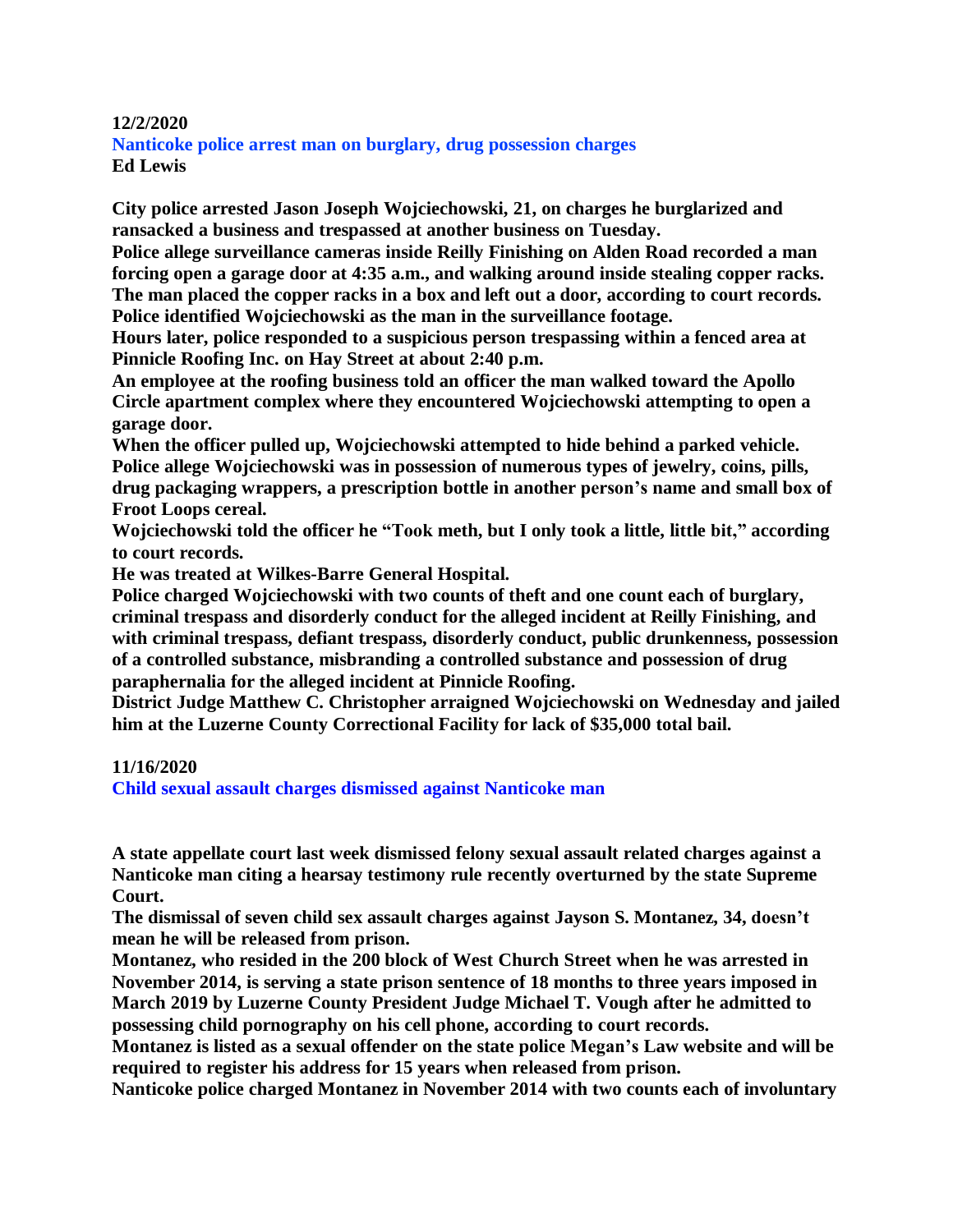**12/2/2020**

## Nanticoke police arrest man on burglary, drug possession charges

**Ed Lewis**

**City police arrested Jason Joseph Wojciechowski, 21, on charges he burglarized and ransacked a business and trespassed at another business on Tuesday.**

**Police allege surveillance cameras inside Reilly Finishing on Alden Road recorded a man forcing open a garage door at 4:35 a.m., and walking around inside stealing copper racks. The man placed the copper racks in a box and left out a door, according to court records. Police identified Wojciechowski as the man in the surveillance footage.**

**Hours later, police responded to a suspicious person trespassing within a fenced area at Pinnicle Roofing Inc. on Hay Street at about 2:40 p.m.**

**An employee at the roofing business told an officer the man walked toward the Apollo Circle apartment complex where they encountered Wojciechowski attempting to open a garage door.**

**When the officer pulled up, Wojciechowski attempted to hide behind a parked vehicle. Police allege Wojciechowski was in possession of numerous types of jewelry, coins, pills, drug packaging wrappers, a prescription bottle in another person's name and small box of Froot Loops cereal.**

**Wojciechowski told the officer he "Took meth, but I only took a little, little bit," according to court records.**

**He was treated at Wilkes-Barre General Hospital.**

**Police charged Wojciechowski with two counts of theft and one count each of burglary, criminal trespass and disorderly conduct for the alleged incident at Reilly Finishing, and with criminal trespass, defiant trespass, disorderly conduct, public drunkenness, possession of a controlled substance, misbranding a controlled substance and possession of drug paraphernalia for the alleged incident at Pinnicle Roofing.**

**District Judge Matthew C. Christopher arraigned Wojciechowski on Wednesday and jailed him at the Luzerne County Correctional Facility for lack of $35,000 total bail.**

**11/16/2020**

## Child sexual assault charges dismissed against Nanticoke man

**A state appellate court last week dismissed felony sexual assault related charges against a Nanticoke man citing a hearsay testimony rule recently overturned by the state Supreme Court.**

**The dismissal of seven child sex assault charges against Jayson S. Montanez, 34, doesn't mean he will be released from prison.**

**Montanez, who resided in the 200 block of West Church Street when he was arrested in November 2014, is serving a state prison sentence of 18 months to three years imposed in March 2019 by Luzerne County President Judge Michael T. Vough after he admitted to possessing child pornography on his cell phone, according to court records.**

**Montanez is listed as a sexual offender on the state police Megan's Law website and will be required to register his address for 15 years when released from prison.**

**Nanticoke police charged Montanez in November 2014 with two counts each of involuntary**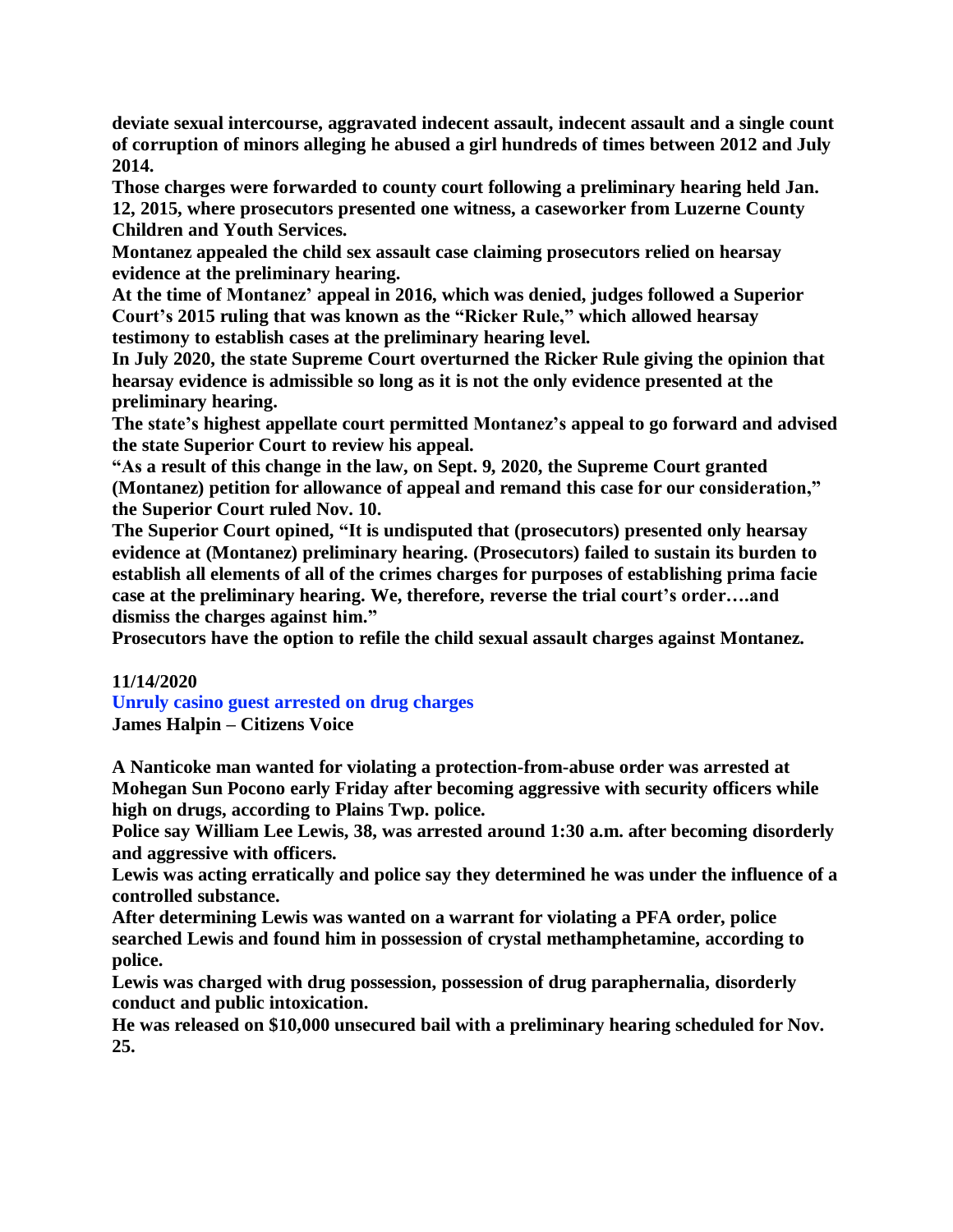**deviate sexual intercourse, aggravated indecent assault, indecent assault and a single count of corruption of minors alleging he abused a girl hundreds of times between 2012 and July 2014.**

**Those charges were forwarded to county court following a preliminary hearing held Jan. 12, 2015, where prosecutors presented one witness, a caseworker from Luzerne County Children and Youth Services.**

**Montanez appealed the child sex assault case claiming prosecutors relied on hearsay evidence at the preliminary hearing.**

**At the time of Montanez' appeal in 2016, which was denied, judges followed a Superior Court's 2015 ruling that was known as the "Ricker Rule," which allowed hearsay testimony to establish cases at the preliminary hearing level.**

**In July 2020, the state Supreme Court overturned the Ricker Rule giving the opinion that hearsay evidence is admissible so long as it is not the only evidence presented at the preliminary hearing.**

**The state's highest appellate court permitted Montanez's appeal to go forward and advised the state Superior Court to review his appeal.**

**"As a result of this change in the law, on Sept. 9, 2020, the Supreme Court granted (Montanez) petition for allowance of appeal and remand this case for our consideration," the Superior Court ruled Nov. 10.**

**The Superior Court opined, "It is undisputed that (prosecutors) presented only hearsay evidence at (Montanez) preliminary hearing. (Prosecutors) failed to sustain its burden to establish all elements of all of the crimes charges for purposes of establishing prima facie case at the preliminary hearing. We, therefore, reverse the trial court's order….and dismiss the charges against him."**

**Prosecutors have the option to refile the child sexual assault charges against Montanez.**

**11/14/2020**

**Unruly casino guest arrested on drug charges**
**James Halpin – Citizens Voice**

**A Nanticoke man wanted for violating a protection-from-abuse order was arrested at Mohegan Sun Pocono early Friday after becoming aggressive with security officers while high on drugs, according to Plains Twp. police.**

**Police say William Lee Lewis, 38, was arrested around 1:30 a.m. after becoming disorderly and aggressive with officers.**

**Lewis was acting erratically and police say they determined he was under the influence of a controlled substance.**

**After determining Lewis was wanted on a warrant for violating a PFA order, police searched Lewis and found him in possession of crystal methamphetamine, according to police.**

**Lewis was charged with drug possession, possession of drug paraphernalia, disorderly conduct and public intoxication.**

**He was released on $10,000 unsecured bail with a preliminary hearing scheduled for Nov. 25.**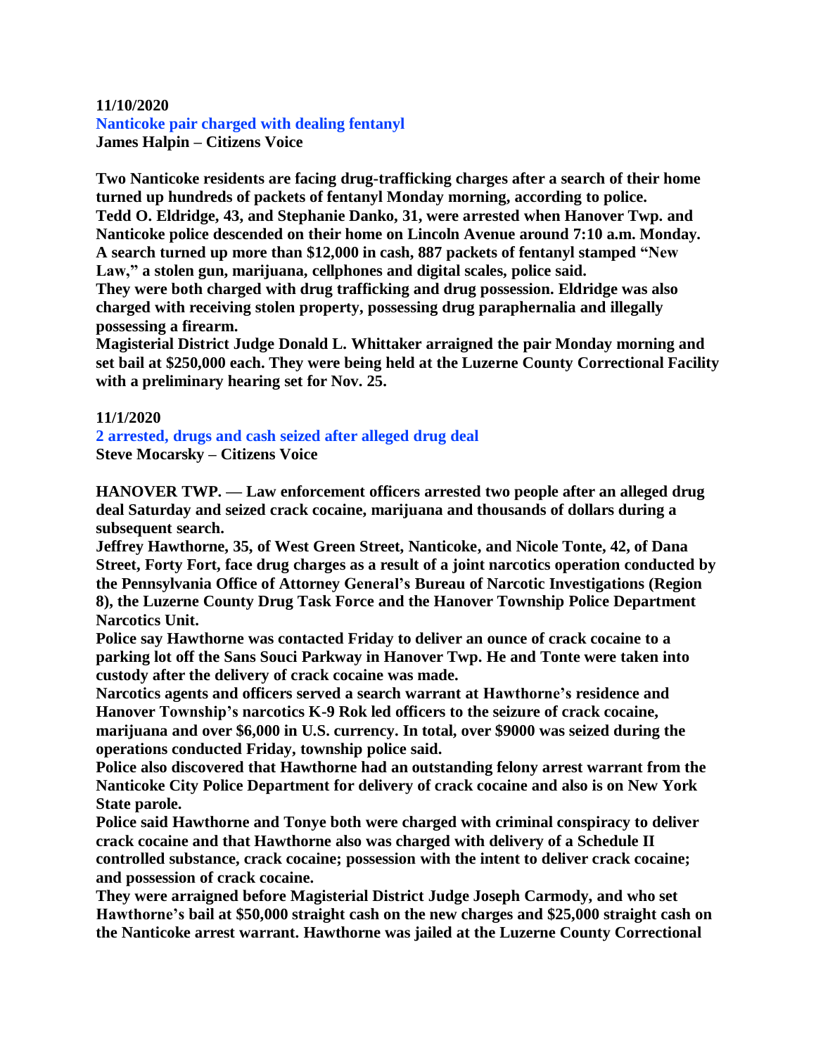**11/10/2020**

**Nanticoke pair charged with dealing fentanyl**

**James Halpin – Citizens Voice**

**Two Nanticoke residents are facing drug-trafficking charges after a search of their home turned up hundreds of packets of fentanyl Monday morning, according to police.**

**Tedd O. Eldridge, 43, and Stephanie Danko, 31, were arrested when Hanover Twp. and Nanticoke police descended on their home on Lincoln Avenue around 7:10 a.m. Monday.**

**A search turned up more than $12,000 in cash, 887 packets of fentanyl stamped "New Law," a stolen gun, marijuana, cellphones and digital scales, police said.**

**They were both charged with drug trafficking and drug possession. Eldridge was also charged with receiving stolen property, possessing drug paraphernalia and illegally possessing a firearm.**

**Magisterial District Judge Donald L. Whittaker arraigned the pair Monday morning and set bail at $250,000 each. They were being held at the Luzerne County Correctional Facility with a preliminary hearing set for Nov. 25.**

**11/1/2020**

**2 arrested, drugs and cash seized after alleged drug deal**

**Steve Mocarsky – Citizens Voice**

**HANOVER TWP. — Law enforcement officers arrested two people after an alleged drug deal Saturday and seized crack cocaine, marijuana and thousands of dollars during a subsequent search.**

**Jeffrey Hawthorne, 35, of West Green Street, Nanticoke, and Nicole Tonte, 42, of Dana Street, Forty Fort, face drug charges as a result of a joint narcotics operation conducted by the Pennsylvania Office of Attorney General's Bureau of Narcotic Investigations (Region 8), the Luzerne County Drug Task Force and the Hanover Township Police Department Narcotics Unit.**

**Police say Hawthorne was contacted Friday to deliver an ounce of crack cocaine to a parking lot off the Sans Souci Parkway in Hanover Twp. He and Tonte were taken into custody after the delivery of crack cocaine was made.**

**Narcotics agents and officers served a search warrant at Hawthorne's residence and Hanover Township's narcotics K-9 Rok led officers to the seizure of crack cocaine, marijuana and over $6,000 in U.S. currency. In total, over $9000 was seized during the operations conducted Friday, township police said.**

**Police also discovered that Hawthorne had an outstanding felony arrest warrant from the Nanticoke City Police Department for delivery of crack cocaine and also is on New York State parole.**

**Police said Hawthorne and Tonye both were charged with criminal conspiracy to deliver crack cocaine and that Hawthorne also was charged with delivery of a Schedule II controlled substance, crack cocaine; possession with the intent to deliver crack cocaine; and possession of crack cocaine.**

**They were arraigned before Magisterial District Judge Joseph Carmody, and who set Hawthorne's bail at $50,000 straight cash on the new charges and $25,000 straight cash on the Nanticoke arrest warrant. Hawthorne was jailed at the Luzerne County Correctional**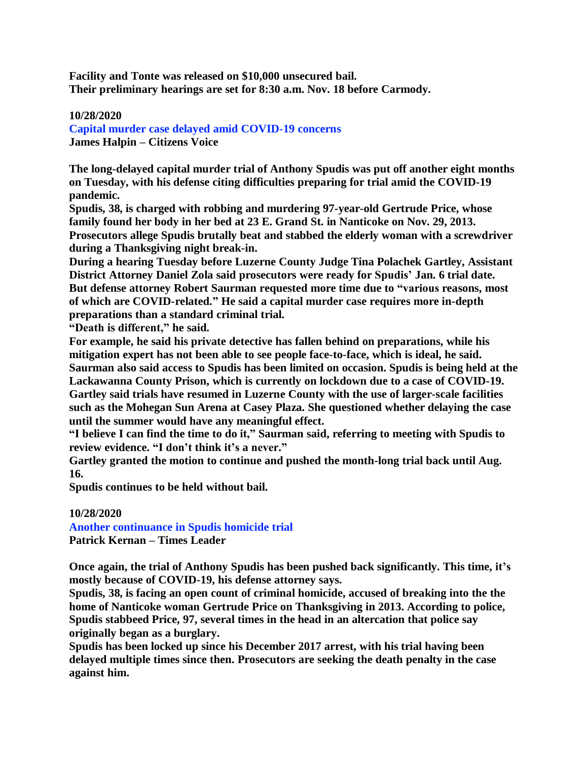**Facility and Tonte was released on $10,000 unsecured bail.**
**Their preliminary hearings are set for 8:30 a.m. Nov. 18 before Carmody.**

**10/28/2020**
**Capital murder case delayed amid COVID-19 concerns**
**James Halpin – Citizens Voice**

**The long-delayed capital murder trial of Anthony Spudis was put off another eight months on Tuesday, with his defense citing difficulties preparing for trial amid the COVID-19 pandemic.**
**Spudis, 38, is charged with robbing and murdering 97-year-old Gertrude Price, whose family found her body in her bed at 23 E. Grand St. in Nanticoke on Nov. 29, 2013.**
**Prosecutors allege Spudis brutally beat and stabbed the elderly woman with a screwdriver during a Thanksgiving night break-in.**
**During a hearing Tuesday before Luzerne County Judge Tina Polachek Gartley, Assistant District Attorney Daniel Zola said prosecutors were ready for Spudis' Jan. 6 trial date.**
**But defense attorney Robert Saurman requested more time due to "various reasons, most of which are COVID-related." He said a capital murder case requires more in-depth preparations than a standard criminal trial.**
**"Death is different," he said.**
**For example, he said his private detective has fallen behind on preparations, while his mitigation expert has not been able to see people face-to-face, which is ideal, he said.**
**Saurman also said access to Spudis has been limited on occasion. Spudis is being held at the Lackawanna County Prison, which is currently on lockdown due to a case of COVID-19.**
**Gartley said trials have resumed in Luzerne County with the use of larger-scale facilities such as the Mohegan Sun Arena at Casey Plaza. She questioned whether delaying the case until the summer would have any meaningful effect.**
**"I believe I can find the time to do it," Saurman said, referring to meeting with Spudis to review evidence. "I don't think it's a never."**
**Gartley granted the motion to continue and pushed the month-long trial back until Aug. 16.**
**Spudis continues to be held without bail.**

**10/28/2020**
**Another continuance in Spudis homicide trial**
**Patrick Kernan – Times Leader**

**Once again, the trial of Anthony Spudis has been pushed back significantly. This time, it's mostly because of COVID-19, his defense attorney says.**
**Spudis, 38, is facing an open count of criminal homicide, accused of breaking into the the home of Nanticoke woman Gertrude Price on Thanksgiving in 2013. According to police, Spudis stabbeed Price, 97, several times in the head in an altercation that police say originally began as a burglary.**
**Spudis has been locked up since his December 2017 arrest, with his trial having been delayed multiple times since then. Prosecutors are seeking the death penalty in the case against him.**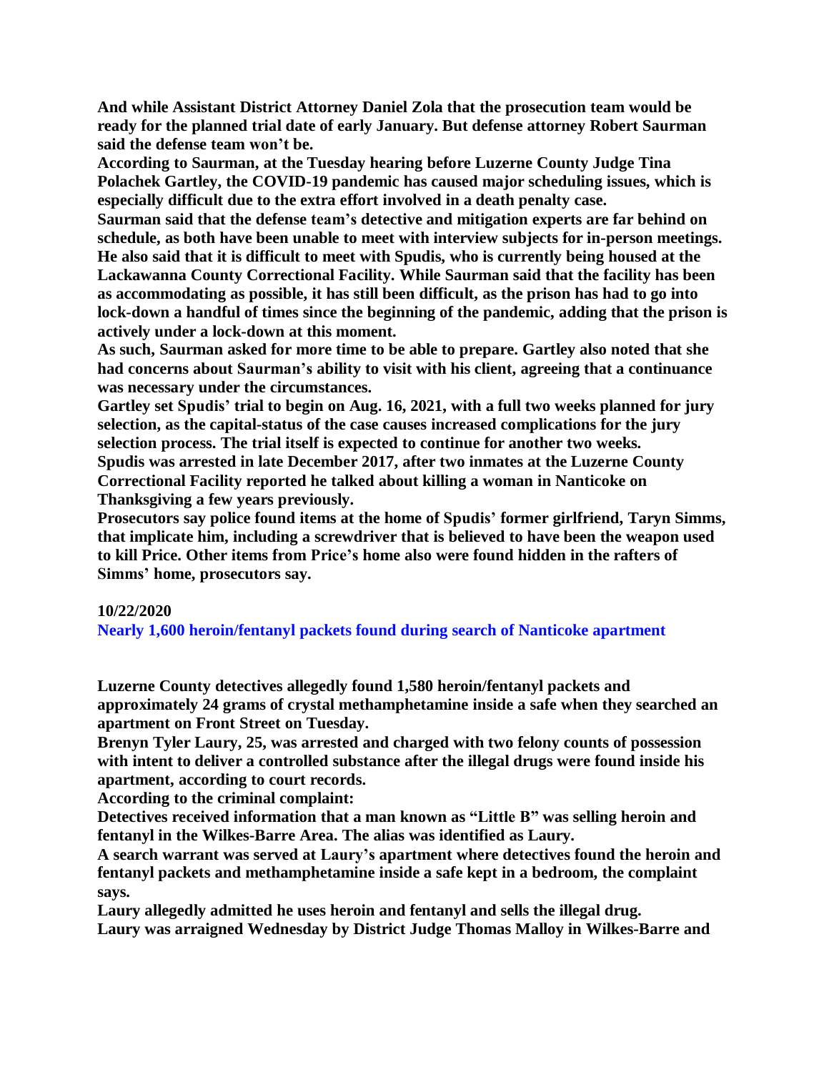**And while Assistant District Attorney Daniel Zola that the prosecution team would be ready for the planned trial date of early January. But defense attorney Robert Saurman said the defense team won't be.**

**According to Saurman, at the Tuesday hearing before Luzerne County Judge Tina Polachek Gartley, the COVID-19 pandemic has caused major scheduling issues, which is especially difficult due to the extra effort involved in a death penalty case.**

**Saurman said that the defense team's detective and mitigation experts are far behind on schedule, as both have been unable to meet with interview subjects for in-person meetings. He also said that it is difficult to meet with Spudis, who is currently being housed at the Lackawanna County Correctional Facility. While Saurman said that the facility has been as accommodating as possible, it has still been difficult, as the prison has had to go into lock-down a handful of times since the beginning of the pandemic, adding that the prison is actively under a lock-down at this moment.**

**As such, Saurman asked for more time to be able to prepare. Gartley also noted that she had concerns about Saurman's ability to visit with his client, agreeing that a continuance was necessary under the circumstances.**

**Gartley set Spudis' trial to begin on Aug. 16, 2021, with a full two weeks planned for jury selection, as the capital-status of the case causes increased complications for the jury selection process. The trial itself is expected to continue for another two weeks.**

**Spudis was arrested in late December 2017, after two inmates at the Luzerne County Correctional Facility reported he talked about killing a woman in Nanticoke on Thanksgiving a few years previously.**

**Prosecutors say police found items at the home of Spudis' former girlfriend, Taryn Simms, that implicate him, including a screwdriver that is believed to have been the weapon used to kill Price. Other items from Price's home also were found hidden in the rafters of Simms' home, prosecutors say.**

**10/22/2020**

**Nearly 1,600 heroin/fentanyl packets found during search of Nanticoke apartment**

**Luzerne County detectives allegedly found 1,580 heroin/fentanyl packets and approximately 24 grams of crystal methamphetamine inside a safe when they searched an apartment on Front Street on Tuesday.**

**Brenyn Tyler Laury, 25, was arrested and charged with two felony counts of possession with intent to deliver a controlled substance after the illegal drugs were found inside his apartment, according to court records.**

**According to the criminal complaint:**

**Detectives received information that a man known as "Little B" was selling heroin and fentanyl in the Wilkes-Barre Area. The alias was identified as Laury.**

**A search warrant was served at Laury's apartment where detectives found the heroin and fentanyl packets and methamphetamine inside a safe kept in a bedroom, the complaint says.**

**Laury allegedly admitted he uses heroin and fentanyl and sells the illegal drug.**

**Laury was arraigned Wednesday by District Judge Thomas Malloy in Wilkes-Barre and**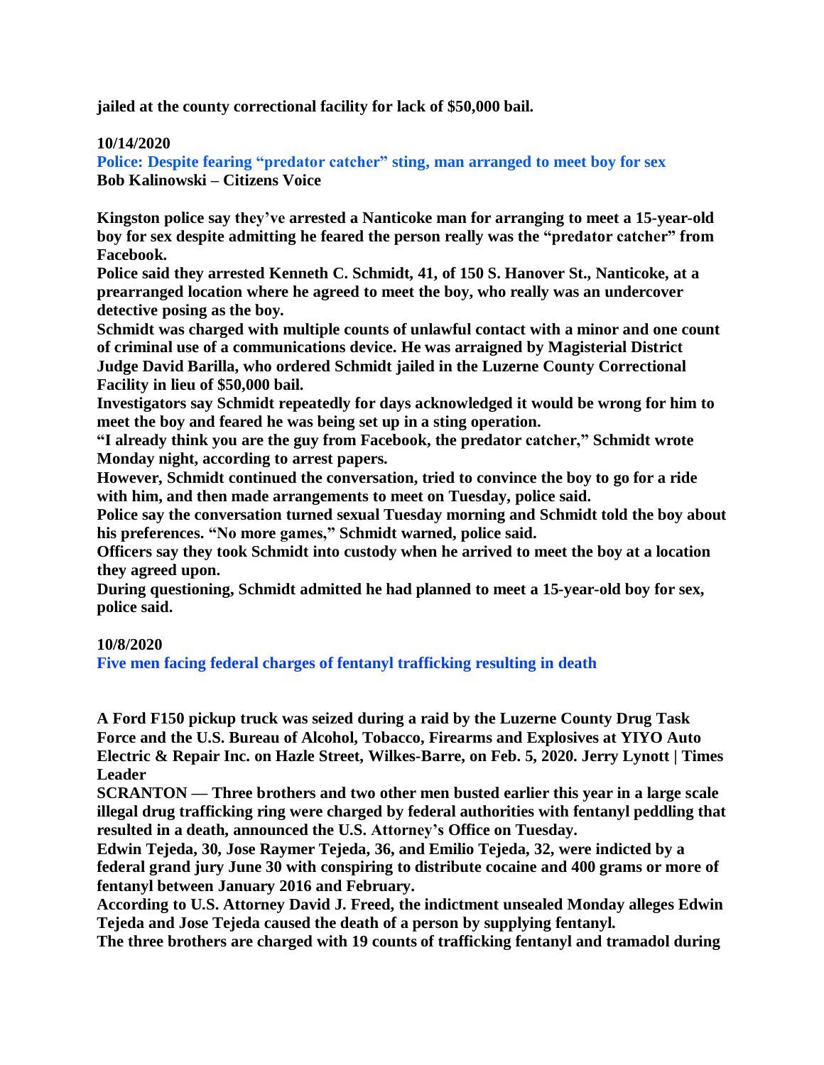**jailed at the county correctional facility for lack of $50,000 bail.**

**10/14/2020**

**Police: Despite fearing "predator catcher" sting, man arranged to meet boy for sex**
**Bob Kalinowski – Citizens Voice**

**Kingston police say they've arrested a Nanticoke man for arranging to meet a 15-year-old boy for sex despite admitting he feared the person really was the "predator catcher" from Facebook.**
**Police said they arrested Kenneth C. Schmidt, 41, of 150 S. Hanover St., Nanticoke, at a prearranged location where he agreed to meet the boy, who really was an undercover detective posing as the boy.**
**Schmidt was charged with multiple counts of unlawful contact with a minor and one count of criminal use of a communications device. He was arraigned by Magisterial District Judge David Barilla, who ordered Schmidt jailed in the Luzerne County Correctional Facility in lieu of $50,000 bail.**
**Investigators say Schmidt repeatedly for days acknowledged it would be wrong for him to meet the boy and feared he was being set up in a sting operation.**
**"I already think you are the guy from Facebook, the predator catcher," Schmidt wrote Monday night, according to arrest papers.**
**However, Schmidt continued the conversation, tried to convince the boy to go for a ride with him, and then made arrangements to meet on Tuesday, police said.**
**Police say the conversation turned sexual Tuesday morning and Schmidt told the boy about his preferences. "No more games," Schmidt warned, police said.**
**Officers say they took Schmidt into custody when he arrived to meet the boy at a location they agreed upon.**
**During questioning, Schmidt admitted he had planned to meet a 15-year-old boy for sex, police said.**

**10/8/2020**

**Five men facing federal charges of fentanyl trafficking resulting in death**

**A Ford F150 pickup truck was seized during a raid by the Luzerne County Drug Task Force and the U.S. Bureau of Alcohol, Tobacco, Firearms and Explosives at YIYO Auto Electric & Repair Inc. on Hazle Street, Wilkes-Barre, on Feb. 5, 2020. Jerry Lynott | Times Leader**
**SCRANTON — Three brothers and two other men busted earlier this year in a large scale illegal drug trafficking ring were charged by federal authorities with fentanyl peddling that resulted in a death, announced the U.S. Attorney's Office on Tuesday.**
**Edwin Tejeda, 30, Jose Raymer Tejeda, 36, and Emilio Tejeda, 32, were indicted by a federal grand jury June 30 with conspiring to distribute cocaine and 400 grams or more of fentanyl between January 2016 and February.**
**According to U.S. Attorney David J. Freed, the indictment unsealed Monday alleges Edwin Tejeda and Jose Tejeda caused the death of a person by supplying fentanyl.**
**The three brothers are charged with 19 counts of trafficking fentanyl and tramadol during**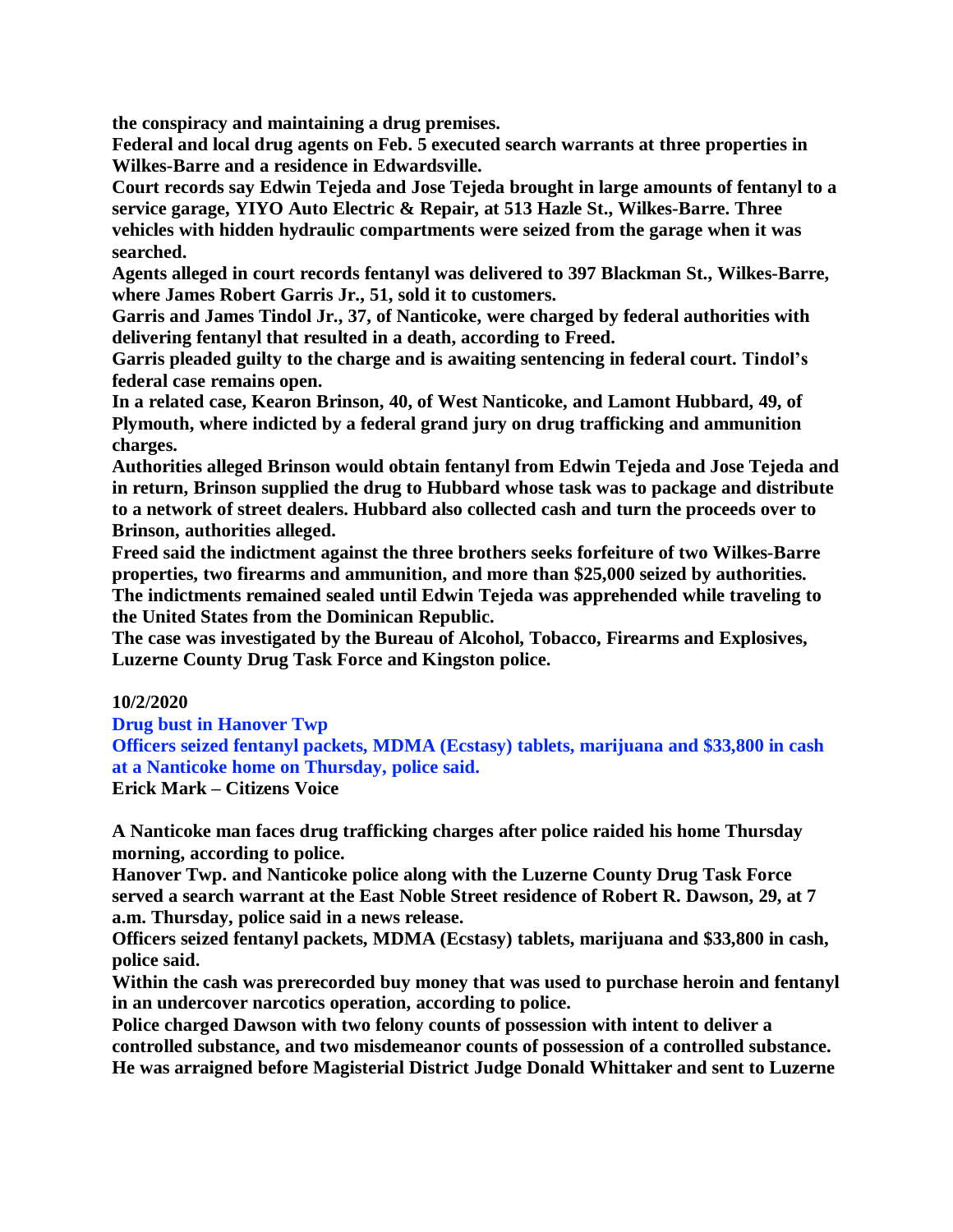**the conspiracy and maintaining a drug premises.**

**Federal and local drug agents on Feb. 5 executed search warrants at three properties in Wilkes-Barre and a residence in Edwardsville.**

**Court records say Edwin Tejeda and Jose Tejeda brought in large amounts of fentanyl to a service garage, YIYO Auto Electric & Repair, at 513 Hazle St., Wilkes-Barre. Three vehicles with hidden hydraulic compartments were seized from the garage when it was searched.**

**Agents alleged in court records fentanyl was delivered to 397 Blackman St., Wilkes-Barre, where James Robert Garris Jr., 51, sold it to customers.**

**Garris and James Tindol Jr., 37, of Nanticoke, were charged by federal authorities with delivering fentanyl that resulted in a death, according to Freed.**

**Garris pleaded guilty to the charge and is awaiting sentencing in federal court. Tindol's federal case remains open.**

**In a related case, Kearon Brinson, 40, of West Nanticoke, and Lamont Hubbard, 49, of Plymouth, where indicted by a federal grand jury on drug trafficking and ammunition charges.**

**Authorities alleged Brinson would obtain fentanyl from Edwin Tejeda and Jose Tejeda and in return, Brinson supplied the drug to Hubbard whose task was to package and distribute to a network of street dealers. Hubbard also collected cash and turn the proceeds over to Brinson, authorities alleged.**

**Freed said the indictment against the three brothers seeks forfeiture of two Wilkes-Barre properties, two firearms and ammunition, and more than $25,000 seized by authorities.**

**The indictments remained sealed until Edwin Tejeda was apprehended while traveling to the United States from the Dominican Republic.**

**The case was investigated by the Bureau of Alcohol, Tobacco, Firearms and Explosives, Luzerne County Drug Task Force and Kingston police.**

**10/2/2020**

**Drug bust in Hanover Twp**

**Officers seized fentanyl packets, MDMA (Ecstasy) tablets, marijuana and $33,800 in cash at a Nanticoke home on Thursday, police said.**

**Erick Mark – Citizens Voice**

**A Nanticoke man faces drug trafficking charges after police raided his home Thursday morning, according to police.**

**Hanover Twp. and Nanticoke police along with the Luzerne County Drug Task Force served a search warrant at the East Noble Street residence of Robert R. Dawson, 29, at 7 a.m. Thursday, police said in a news release.**

**Officers seized fentanyl packets, MDMA (Ecstasy) tablets, marijuana and $33,800 in cash, police said.**

**Within the cash was prerecorded buy money that was used to purchase heroin and fentanyl in an undercover narcotics operation, according to police.**

**Police charged Dawson with two felony counts of possession with intent to deliver a controlled substance, and two misdemeanor counts of possession of a controlled substance.**

**He was arraigned before Magisterial District Judge Donald Whittaker and sent to Luzerne**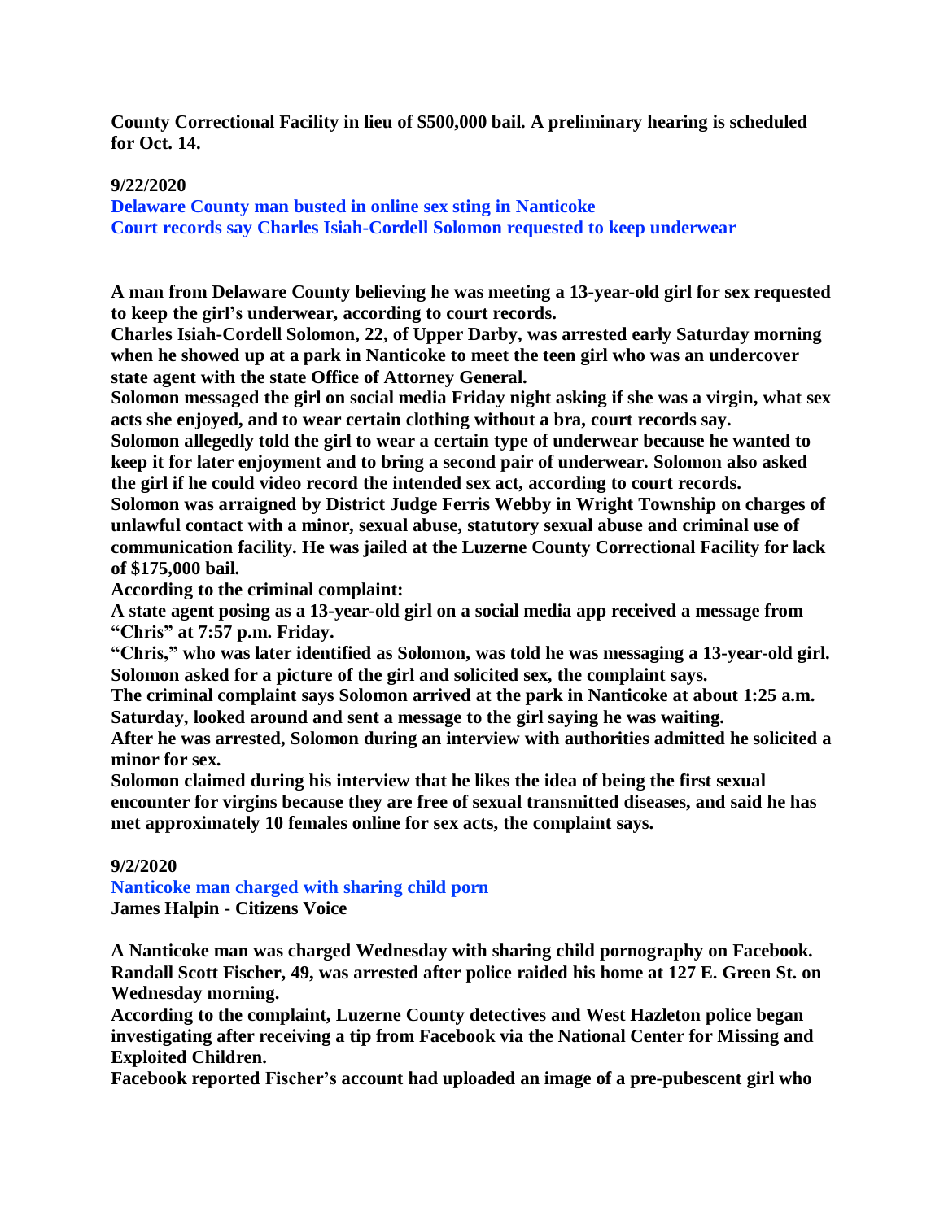**County Correctional Facility in lieu of $500,000 bail. A preliminary hearing is scheduled for Oct. 14.**

**9/22/2020**

**Delaware County man busted in online sex sting in Nanticoke**
**Court records say Charles Isiah-Cordell Solomon requested to keep underwear**

**A man from Delaware County believing he was meeting a 13-year-old girl for sex requested to keep the girl's underwear, according to court records.**

**Charles Isiah-Cordell Solomon, 22, of Upper Darby, was arrested early Saturday morning when he showed up at a park in Nanticoke to meet the teen girl who was an undercover state agent with the state Office of Attorney General.**

**Solomon messaged the girl on social media Friday night asking if she was a virgin, what sex acts she enjoyed, and to wear certain clothing without a bra, court records say.**

**Solomon allegedly told the girl to wear a certain type of underwear because he wanted to keep it for later enjoyment and to bring a second pair of underwear. Solomon also asked the girl if he could video record the intended sex act, according to court records.**

**Solomon was arraigned by District Judge Ferris Webby in Wright Township on charges of unlawful contact with a minor, sexual abuse, statutory sexual abuse and criminal use of communication facility. He was jailed at the Luzerne County Correctional Facility for lack of $175,000 bail.**

**According to the criminal complaint:**

**A state agent posing as a 13-year-old girl on a social media app received a message from "Chris" at 7:57 p.m. Friday.**

**"Chris," who was later identified as Solomon, was told he was messaging a 13-year-old girl. Solomon asked for a picture of the girl and solicited sex, the complaint says.**

**The criminal complaint says Solomon arrived at the park in Nanticoke at about 1:25 a.m. Saturday, looked around and sent a message to the girl saying he was waiting.**

**After he was arrested, Solomon during an interview with authorities admitted he solicited a minor for sex.**

**Solomon claimed during his interview that he likes the idea of being the first sexual encounter for virgins because they are free of sexual transmitted diseases, and said he has met approximately 10 females online for sex acts, the complaint says.**

**9/2/2020**

**Nanticoke man charged with sharing child porn**
**James Halpin - Citizens Voice**

**A Nanticoke man was charged Wednesday with sharing child pornography on Facebook.**

**Randall Scott Fischer, 49, was arrested after police raided his home at 127 E. Green St. on Wednesday morning.**

**According to the complaint, Luzerne County detectives and West Hazleton police began investigating after receiving a tip from Facebook via the National Center for Missing and Exploited Children.**

**Facebook reported Fischer's account had uploaded an image of a pre-pubescent girl who**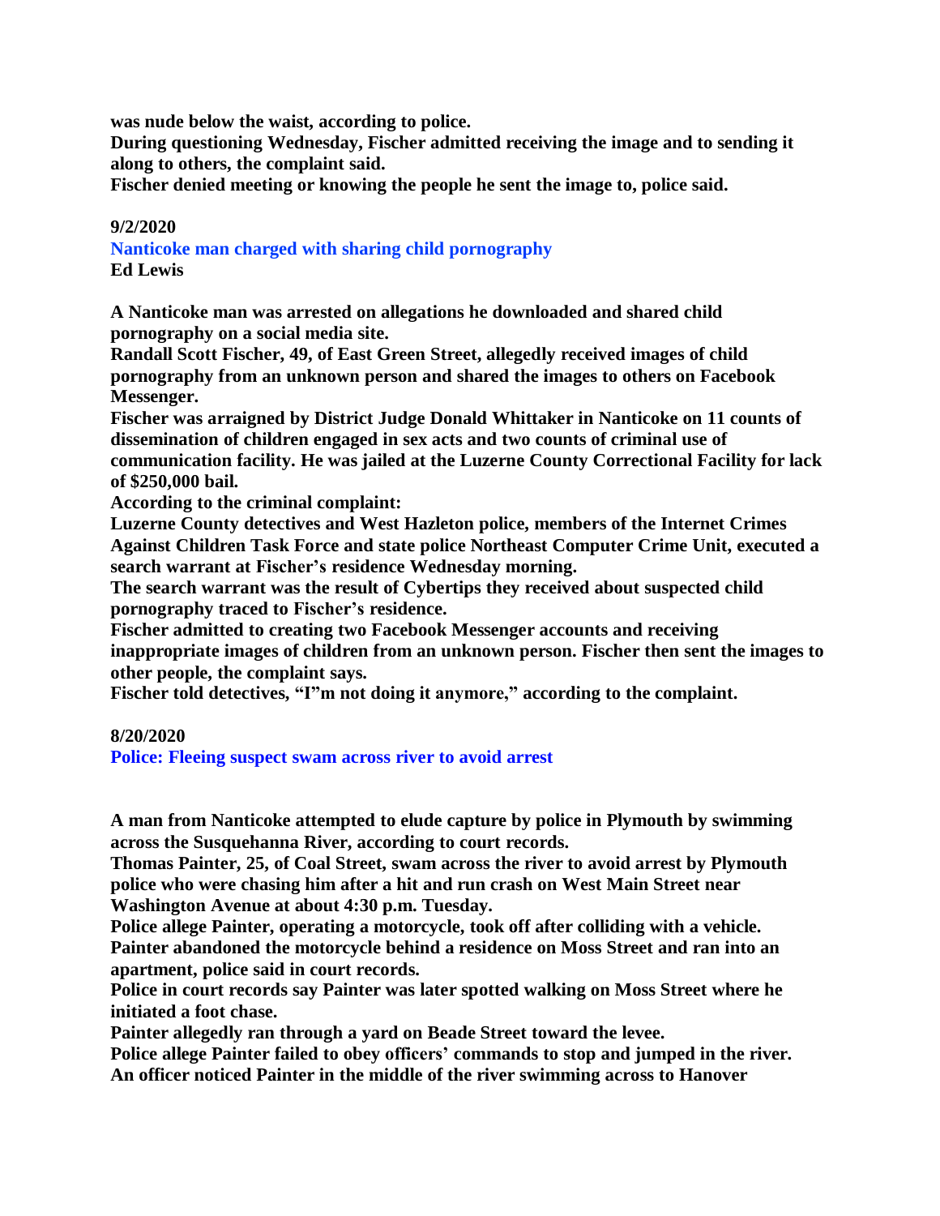**was nude below the waist, according to police.**

**During questioning Wednesday, Fischer admitted receiving the image and to sending it along to others, the complaint said.**

**Fischer denied meeting or knowing the people he sent the image to, police said.**

**9/2/2020**

**Nanticoke man charged with sharing child pornography**

**Ed Lewis**

**A Nanticoke man was arrested on allegations he downloaded and shared child pornography on a social media site.**

**Randall Scott Fischer, 49, of East Green Street, allegedly received images of child pornography from an unknown person and shared the images to others on Facebook Messenger.**

**Fischer was arraigned by District Judge Donald Whittaker in Nanticoke on 11 counts of dissemination of children engaged in sex acts and two counts of criminal use of communication facility. He was jailed at the Luzerne County Correctional Facility for lack of $250,000 bail.**

**According to the criminal complaint:**

**Luzerne County detectives and West Hazleton police, members of the Internet Crimes Against Children Task Force and state police Northeast Computer Crime Unit, executed a search warrant at Fischer's residence Wednesday morning.**

**The search warrant was the result of Cybertips they received about suspected child pornography traced to Fischer's residence.**

**Fischer admitted to creating two Facebook Messenger accounts and receiving inappropriate images of children from an unknown person. Fischer then sent the images to other people, the complaint says.**

**Fischer told detectives, "I"m not doing it anymore," according to the complaint.**

**8/20/2020**

**Police: Fleeing suspect swam across river to avoid arrest**

**A man from Nanticoke attempted to elude capture by police in Plymouth by swimming across the Susquehanna River, according to court records.**

**Thomas Painter, 25, of Coal Street, swam across the river to avoid arrest by Plymouth police who were chasing him after a hit and run crash on West Main Street near Washington Avenue at about 4:30 p.m. Tuesday.**

**Police allege Painter, operating a motorcycle, took off after colliding with a vehicle. Painter abandoned the motorcycle behind a residence on Moss Street and ran into an apartment, police said in court records.**

**Police in court records say Painter was later spotted walking on Moss Street where he initiated a foot chase.**

**Painter allegedly ran through a yard on Beade Street toward the levee.**

**Police allege Painter failed to obey officers' commands to stop and jumped in the river. An officer noticed Painter in the middle of the river swimming across to Hanover**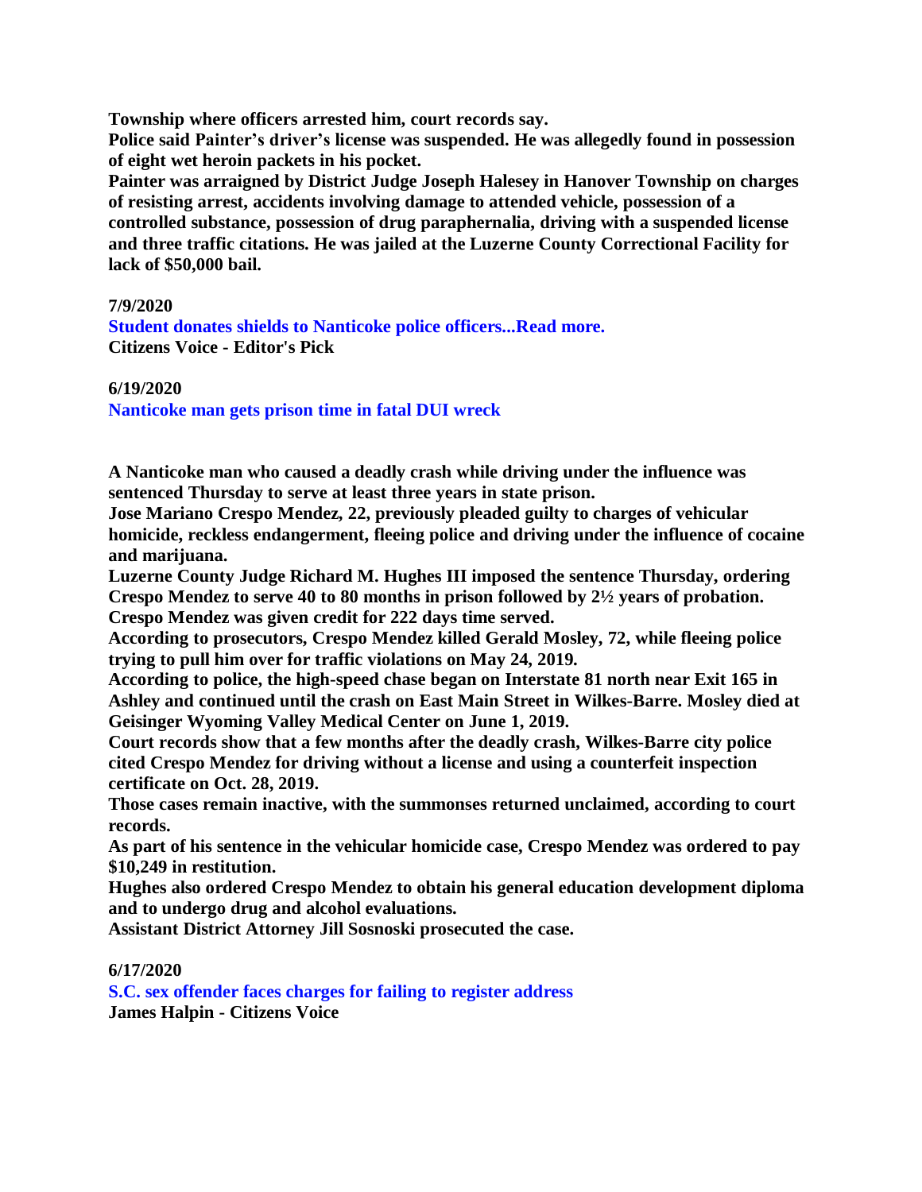**Township where officers arrested him, court records say.**

**Police said Painter's driver's license was suspended. He was allegedly found in possession of eight wet heroin packets in his pocket.**

**Painter was arraigned by District Judge Joseph Halesey in Hanover Township on charges of resisting arrest, accidents involving damage to attended vehicle, possession of a controlled substance, possession of drug paraphernalia, driving with a suspended license and three traffic citations. He was jailed at the Luzerne County Correctional Facility for lack of $50,000 bail.**

**7/9/2020**

**Student donates shields to Nanticoke police officers...Read more.**
**Citizens Voice - Editor's Pick**

**6/19/2020**

**Nanticoke man gets prison time in fatal DUI wreck**

**A Nanticoke man who caused a deadly crash while driving under the influence was sentenced Thursday to serve at least three years in state prison.**

**Jose Mariano Crespo Mendez, 22, previously pleaded guilty to charges of vehicular homicide, reckless endangerment, fleeing police and driving under the influence of cocaine and marijuana.**

**Luzerne County Judge Richard M. Hughes III imposed the sentence Thursday, ordering Crespo Mendez to serve 40 to 80 months in prison followed by 2½ years of probation. Crespo Mendez was given credit for 222 days time served.**

**According to prosecutors, Crespo Mendez killed Gerald Mosley, 72, while fleeing police trying to pull him over for traffic violations on May 24, 2019.**

**According to police, the high-speed chase began on Interstate 81 north near Exit 165 in Ashley and continued until the crash on East Main Street in Wilkes-Barre. Mosley died at Geisinger Wyoming Valley Medical Center on June 1, 2019.**

**Court records show that a few months after the deadly crash, Wilkes-Barre city police cited Crespo Mendez for driving without a license and using a counterfeit inspection certificate on Oct. 28, 2019.**

**Those cases remain inactive, with the summonses returned unclaimed, according to court records.**

**As part of his sentence in the vehicular homicide case, Crespo Mendez was ordered to pay $10,249 in restitution.**

**Hughes also ordered Crespo Mendez to obtain his general education development diploma and to undergo drug and alcohol evaluations.**

**Assistant District Attorney Jill Sosnoski prosecuted the case.**

**6/17/2020**

**S.C. sex offender faces charges for failing to register address**
**James Halpin - Citizens Voice**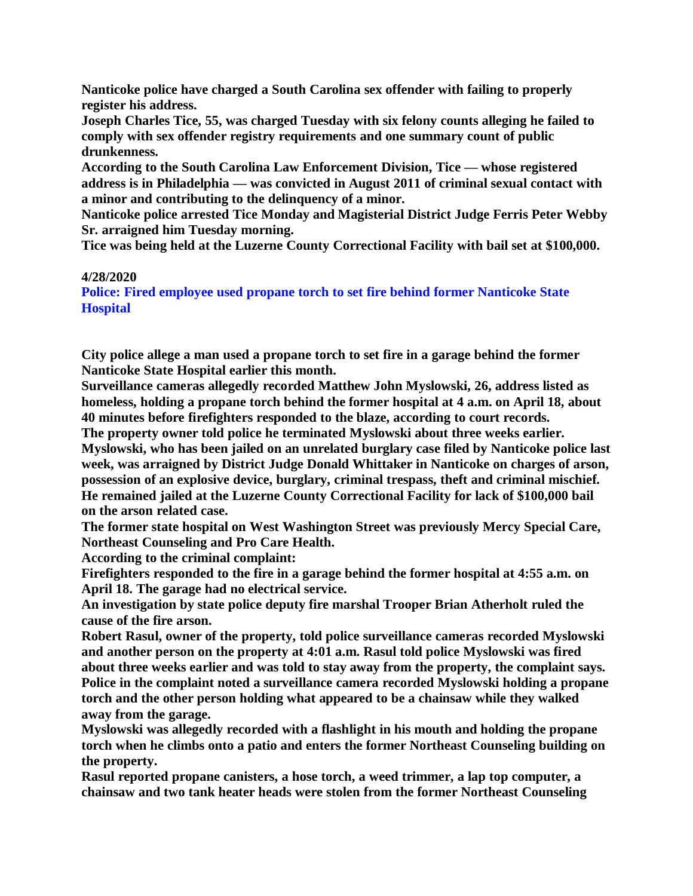**Nanticoke police have charged a South Carolina sex offender with failing to properly register his address.**

**Joseph Charles Tice, 55, was charged Tuesday with six felony counts alleging he failed to comply with sex offender registry requirements and one summary count of public drunkenness.**

**According to the South Carolina Law Enforcement Division, Tice — whose registered address is in Philadelphia — was convicted in August 2011 of criminal sexual contact with a minor and contributing to the delinquency of a minor.**

**Nanticoke police arrested Tice Monday and Magisterial District Judge Ferris Peter Webby Sr. arraigned him Tuesday morning.**

**Tice was being held at the Luzerne County Correctional Facility with bail set at $100,000.**

**4/28/2020**

**Police: Fired employee used propane torch to set fire behind former Nanticoke State Hospital**

**City police allege a man used a propane torch to set fire in a garage behind the former Nanticoke State Hospital earlier this month.**

**Surveillance cameras allegedly recorded Matthew John Myslowski, 26, address listed as homeless, holding a propane torch behind the former hospital at 4 a.m. on April 18, about 40 minutes before firefighters responded to the blaze, according to court records.**

**The property owner told police he terminated Myslowski about three weeks earlier.**

**Myslowski, who has been jailed on an unrelated burglary case filed by Nanticoke police last week, was arraigned by District Judge Donald Whittaker in Nanticoke on charges of arson, possession of an explosive device, burglary, criminal trespass, theft and criminal mischief.**

**He remained jailed at the Luzerne County Correctional Facility for lack of $100,000 bail on the arson related case.**

**The former state hospital on West Washington Street was previously Mercy Special Care, Northeast Counseling and Pro Care Health.**

**According to the criminal complaint:**

**Firefighters responded to the fire in a garage behind the former hospital at 4:55 a.m. on April 18. The garage had no electrical service.**

**An investigation by state police deputy fire marshal Trooper Brian Atherholt ruled the cause of the fire arson.**

**Robert Rasul, owner of the property, told police surveillance cameras recorded Myslowski and another person on the property at 4:01 a.m. Rasul told police Myslowski was fired about three weeks earlier and was told to stay away from the property, the complaint says.**

**Police in the complaint noted a surveillance camera recorded Myslowski holding a propane torch and the other person holding what appeared to be a chainsaw while they walked away from the garage.**

**Myslowski was allegedly recorded with a flashlight in his mouth and holding the propane torch when he climbs onto a patio and enters the former Northeast Counseling building on the property.**

**Rasul reported propane canisters, a hose torch, a weed trimmer, a lap top computer, a chainsaw and two tank heater heads were stolen from the former Northeast Counseling**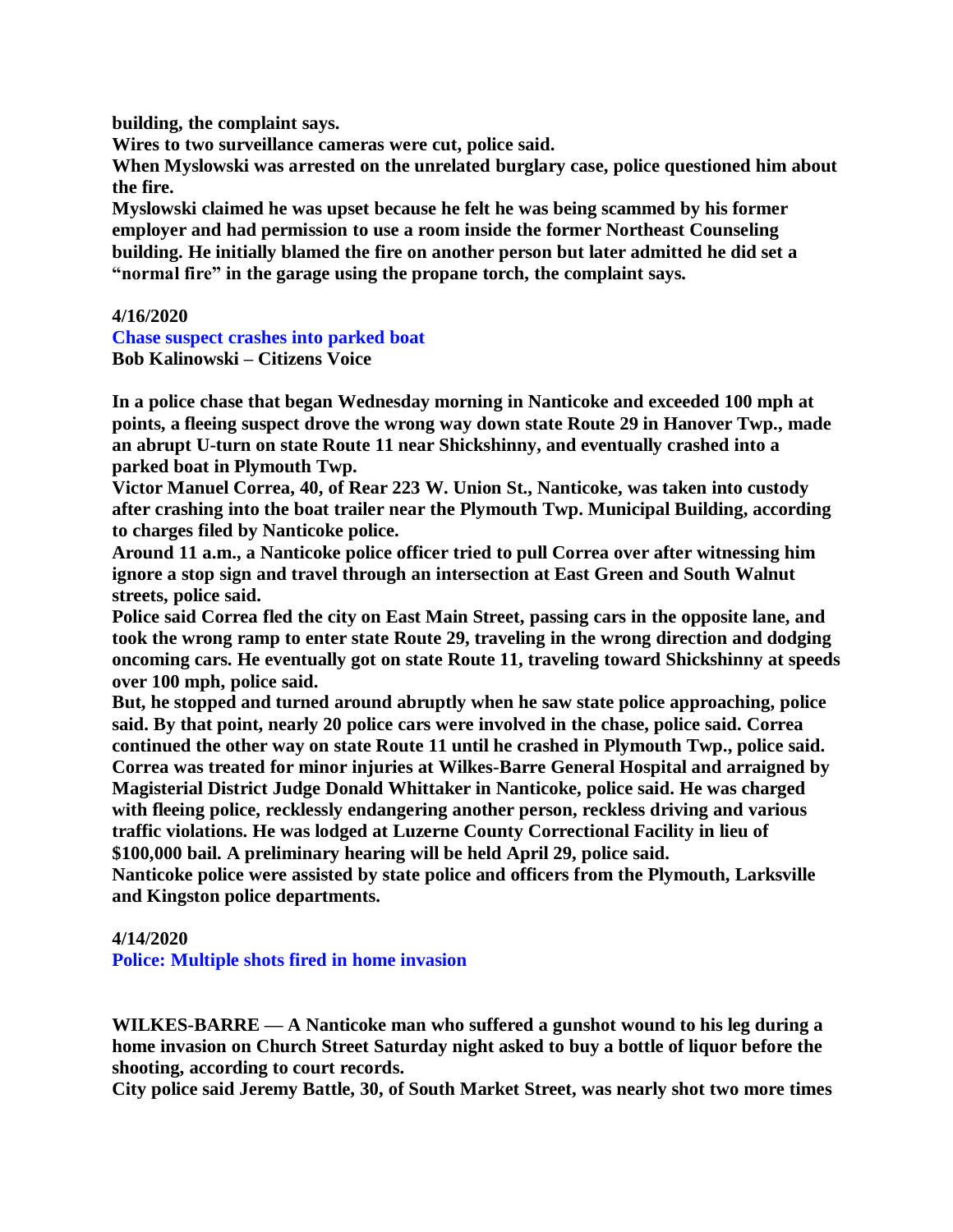**building, the complaint says.**

**Wires to two surveillance cameras were cut, police said.**

**When Myslowski was arrested on the unrelated burglary case, police questioned him about the fire.**

**Myslowski claimed he was upset because he felt he was being scammed by his former employer and had permission to use a room inside the former Northeast Counseling building. He initially blamed the fire on another person but later admitted he did set a "normal fire" in the garage using the propane torch, the complaint says.**

**4/16/2020**

**Chase suspect crashes into parked boat**

**Bob Kalinowski – Citizens Voice**

**In a police chase that began Wednesday morning in Nanticoke and exceeded 100 mph at points, a fleeing suspect drove the wrong way down state Route 29 in Hanover Twp., made an abrupt U-turn on state Route 11 near Shickshinny, and eventually crashed into a parked boat in Plymouth Twp.**

**Victor Manuel Correa, 40, of Rear 223 W. Union St., Nanticoke, was taken into custody after crashing into the boat trailer near the Plymouth Twp. Municipal Building, according to charges filed by Nanticoke police.**

**Around 11 a.m., a Nanticoke police officer tried to pull Correa over after witnessing him ignore a stop sign and travel through an intersection at East Green and South Walnut streets, police said.**

**Police said Correa fled the city on East Main Street, passing cars in the opposite lane, and took the wrong ramp to enter state Route 29, traveling in the wrong direction and dodging oncoming cars. He eventually got on state Route 11, traveling toward Shickshinny at speeds over 100 mph, police said.**

**But, he stopped and turned around abruptly when he saw state police approaching, police said. By that point, nearly 20 police cars were involved in the chase, police said. Correa continued the other way on state Route 11 until he crashed in Plymouth Twp., police said.**

**Correa was treated for minor injuries at Wilkes-Barre General Hospital and arraigned by Magisterial District Judge Donald Whittaker in Nanticoke, police said. He was charged with fleeing police, recklessly endangering another person, reckless driving and various traffic violations. He was lodged at Luzerne County Correctional Facility in lieu of $100,000 bail. A preliminary hearing will be held April 29, police said.**

**Nanticoke police were assisted by state police and officers from the Plymouth, Larksville and Kingston police departments.**

**4/14/2020**

**Police: Multiple shots fired in home invasion**

**WILKES-BARRE — A Nanticoke man who suffered a gunshot wound to his leg during a home invasion on Church Street Saturday night asked to buy a bottle of liquor before the shooting, according to court records.**

**City police said Jeremy Battle, 30, of South Market Street, was nearly shot two more times**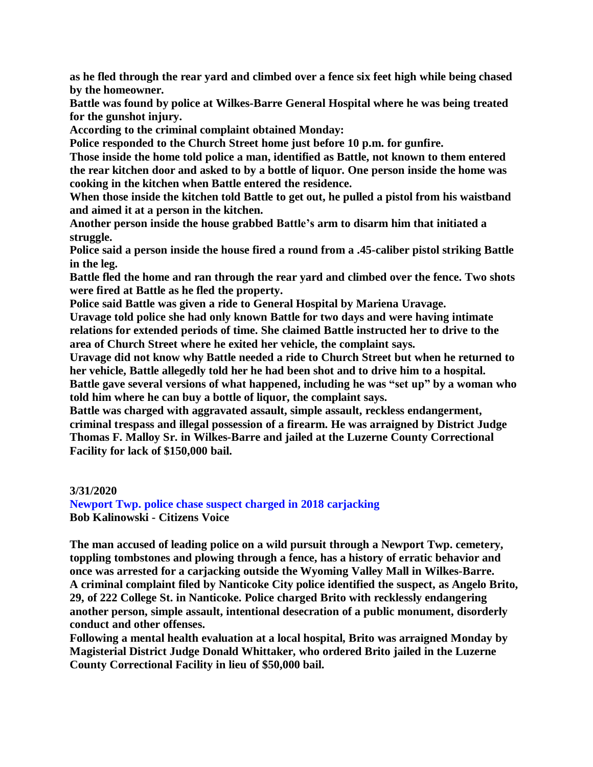**as he fled through the rear yard and climbed over a fence six feet high while being chased by the homeowner.**

**Battle was found by police at Wilkes-Barre General Hospital where he was being treated for the gunshot injury.**

**According to the criminal complaint obtained Monday:**

**Police responded to the Church Street home just before 10 p.m. for gunfire.**

**Those inside the home told police a man, identified as Battle, not known to them entered the rear kitchen door and asked to by a bottle of liquor. One person inside the home was cooking in the kitchen when Battle entered the residence.**

**When those inside the kitchen told Battle to get out, he pulled a pistol from his waistband and aimed it at a person in the kitchen.**

**Another person inside the house grabbed Battle's arm to disarm him that initiated a struggle.**

**Police said a person inside the house fired a round from a .45-caliber pistol striking Battle in the leg.**

**Battle fled the home and ran through the rear yard and climbed over the fence. Two shots were fired at Battle as he fled the property.**

**Police said Battle was given a ride to General Hospital by Mariena Uravage.**

**Uravage told police she had only known Battle for two days and were having intimate relations for extended periods of time. She claimed Battle instructed her to drive to the area of Church Street where he exited her vehicle, the complaint says.**

**Uravage did not know why Battle needed a ride to Church Street but when he returned to her vehicle, Battle allegedly told her he had been shot and to drive him to a hospital.**

**Battle gave several versions of what happened, including he was "set up" by a woman who told him where he can buy a bottle of liquor, the complaint says.**

**Battle was charged with aggravated assault, simple assault, reckless endangerment, criminal trespass and illegal possession of a firearm. He was arraigned by District Judge Thomas F. Malloy Sr. in Wilkes-Barre and jailed at the Luzerne County Correctional Facility for lack of $150,000 bail.**

**3/31/2020**

**Newport Twp. police chase suspect charged in 2018 carjacking**

**Bob Kalinowski - Citizens Voice**

**The man accused of leading police on a wild pursuit through a Newport Twp. cemetery, toppling tombstones and plowing through a fence, has a history of erratic behavior and once was arrested for a carjacking outside the Wyoming Valley Mall in Wilkes-Barre.**

**A criminal complaint filed by Nanticoke City police identified the suspect, as Angelo Brito, 29, of 222 College St. in Nanticoke. Police charged Brito with recklessly endangering another person, simple assault, intentional desecration of a public monument, disorderly conduct and other offenses.**

**Following a mental health evaluation at a local hospital, Brito was arraigned Monday by Magisterial District Judge Donald Whittaker, who ordered Brito jailed in the Luzerne County Correctional Facility in lieu of $50,000 bail.**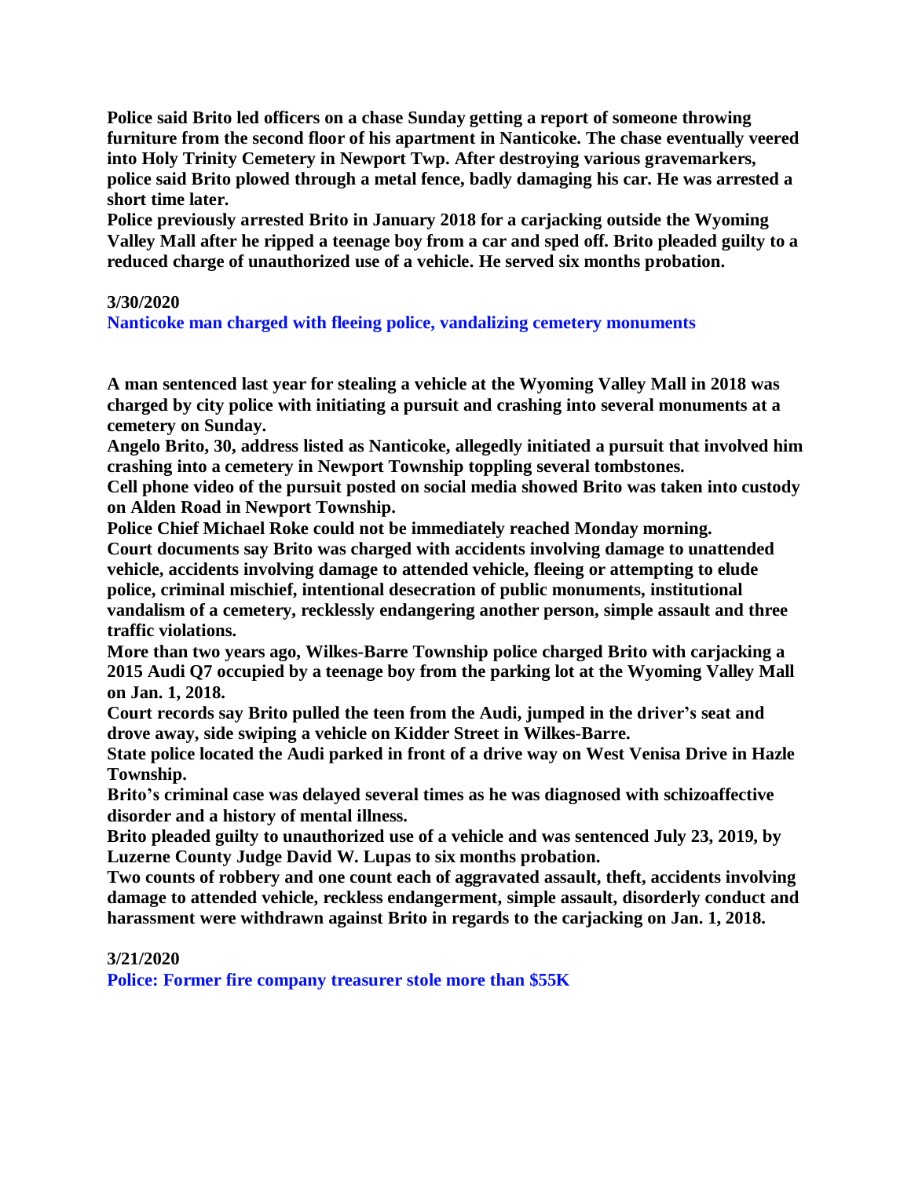**Police said Brito led officers on a chase Sunday getting a report of someone throwing furniture from the second floor of his apartment in Nanticoke. The chase eventually veered into Holy Trinity Cemetery in Newport Twp. After destroying various gravemarkers, police said Brito plowed through a metal fence, badly damaging his car. He was arrested a short time later.**

**Police previously arrested Brito in January 2018 for a carjacking outside the Wyoming Valley Mall after he ripped a teenage boy from a car and sped off. Brito pleaded guilty to a reduced charge of unauthorized use of a vehicle. He served six months probation.**

**3/30/2020**

**Nanticoke man charged with fleeing police, vandalizing cemetery monuments**

**A man sentenced last year for stealing a vehicle at the Wyoming Valley Mall in 2018 was charged by city police with initiating a pursuit and crashing into several monuments at a cemetery on Sunday.**

**Angelo Brito, 30, address listed as Nanticoke, allegedly initiated a pursuit that involved him crashing into a cemetery in Newport Township toppling several tombstones.**

**Cell phone video of the pursuit posted on social media showed Brito was taken into custody on Alden Road in Newport Township.**

**Police Chief Michael Roke could not be immediately reached Monday morning.**

**Court documents say Brito was charged with accidents involving damage to unattended vehicle, accidents involving damage to attended vehicle, fleeing or attempting to elude police, criminal mischief, intentional desecration of public monuments, institutional vandalism of a cemetery, recklessly endangering another person, simple assault and three traffic violations.**

**More than two years ago, Wilkes-Barre Township police charged Brito with carjacking a 2015 Audi Q7 occupied by a teenage boy from the parking lot at the Wyoming Valley Mall on Jan. 1, 2018.**

**Court records say Brito pulled the teen from the Audi, jumped in the driver's seat and drove away, side swiping a vehicle on Kidder Street in Wilkes-Barre.**

**State police located the Audi parked in front of a drive way on West Venisa Drive in Hazle Township.**

**Brito's criminal case was delayed several times as he was diagnosed with schizoaffective disorder and a history of mental illness.**

**Brito pleaded guilty to unauthorized use of a vehicle and was sentenced July 23, 2019, by Luzerne County Judge David W. Lupas to six months probation.**

**Two counts of robbery and one count each of aggravated assault, theft, accidents involving damage to attended vehicle, reckless endangerment, simple assault, disorderly conduct and harassment were withdrawn against Brito in regards to the carjacking on Jan. 1, 2018.**

**3/21/2020**

**Police: Former fire company treasurer stole more than $55K**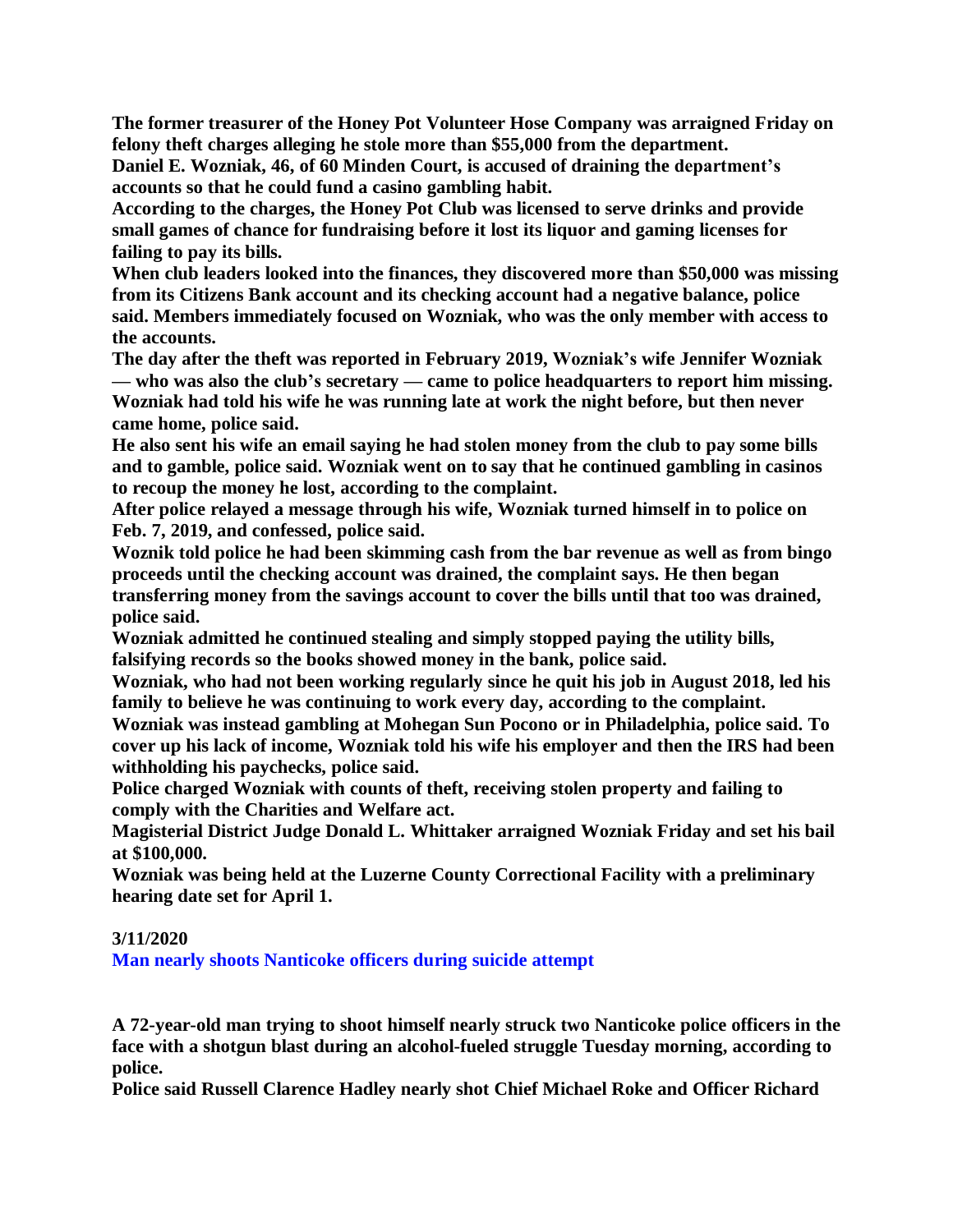**The former treasurer of the Honey Pot Volunteer Hose Company was arraigned Friday on felony theft charges alleging he stole more than $55,000 from the department.**

**Daniel E. Wozniak, 46, of 60 Minden Court, is accused of draining the department's accounts so that he could fund a casino gambling habit.**

**According to the charges, the Honey Pot Club was licensed to serve drinks and provide small games of chance for fundraising before it lost its liquor and gaming licenses for failing to pay its bills.**

**When club leaders looked into the finances, they discovered more than $50,000 was missing from its Citizens Bank account and its checking account had a negative balance, police said. Members immediately focused on Wozniak, who was the only member with access to the accounts.**

**The day after the theft was reported in February 2019, Wozniak's wife Jennifer Wozniak — who was also the club's secretary — came to police headquarters to report him missing. Wozniak had told his wife he was running late at work the night before, but then never came home, police said.**

**He also sent his wife an email saying he had stolen money from the club to pay some bills and to gamble, police said. Wozniak went on to say that he continued gambling in casinos to recoup the money he lost, according to the complaint.**

**After police relayed a message through his wife, Wozniak turned himself in to police on Feb. 7, 2019, and confessed, police said.**

**Woznik told police he had been skimming cash from the bar revenue as well as from bingo proceeds until the checking account was drained, the complaint says. He then began transferring money from the savings account to cover the bills until that too was drained, police said.**

**Wozniak admitted he continued stealing and simply stopped paying the utility bills, falsifying records so the books showed money in the bank, police said.**

**Wozniak, who had not been working regularly since he quit his job in August 2018, led his family to believe he was continuing to work every day, according to the complaint.**

**Wozniak was instead gambling at Mohegan Sun Pocono or in Philadelphia, police said. To cover up his lack of income, Wozniak told his wife his employer and then the IRS had been withholding his paychecks, police said.**

**Police charged Wozniak with counts of theft, receiving stolen property and failing to comply with the Charities and Welfare act.**

**Magisterial District Judge Donald L. Whittaker arraigned Wozniak Friday and set his bail at $100,000.**

**Wozniak was being held at the Luzerne County Correctional Facility with a preliminary hearing date set for April 1.**

**3/11/2020**

**Man nearly shoots Nanticoke officers during suicide attempt**

**A 72-year-old man trying to shoot himself nearly struck two Nanticoke police officers in the face with a shotgun blast during an alcohol-fueled struggle Tuesday morning, according to police.**

**Police said Russell Clarence Hadley nearly shot Chief Michael Roke and Officer Richard**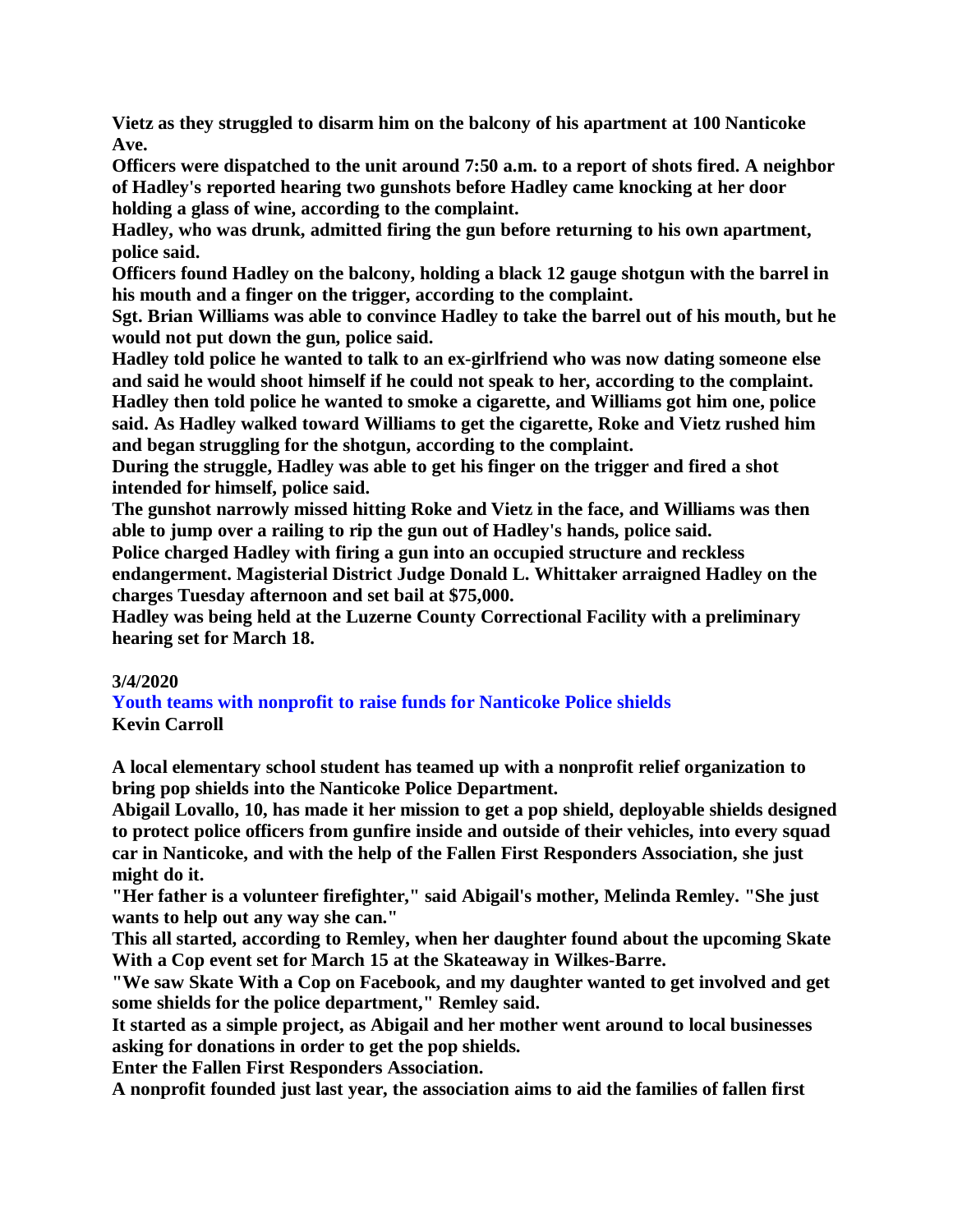**Vietz as they struggled to disarm him on the balcony of his apartment at 100 Nanticoke Ave.**

**Officers were dispatched to the unit around 7:50 a.m. to a report of shots fired. A neighbor of Hadley's reported hearing two gunshots before Hadley came knocking at her door holding a glass of wine, according to the complaint.**

**Hadley, who was drunk, admitted firing the gun before returning to his own apartment, police said.**

**Officers found Hadley on the balcony, holding a black 12 gauge shotgun with the barrel in his mouth and a finger on the trigger, according to the complaint.**

**Sgt. Brian Williams was able to convince Hadley to take the barrel out of his mouth, but he would not put down the gun, police said.**

**Hadley told police he wanted to talk to an ex-girlfriend who was now dating someone else and said he would shoot himself if he could not speak to her, according to the complaint.**

**Hadley then told police he wanted to smoke a cigarette, and Williams got him one, police said. As Hadley walked toward Williams to get the cigarette, Roke and Vietz rushed him and began struggling for the shotgun, according to the complaint.**

**During the struggle, Hadley was able to get his finger on the trigger and fired a shot intended for himself, police said.**

**The gunshot narrowly missed hitting Roke and Vietz in the face, and Williams was then able to jump over a railing to rip the gun out of Hadley's hands, police said.**

**Police charged Hadley with firing a gun into an occupied structure and reckless endangerment. Magisterial District Judge Donald L. Whittaker arraigned Hadley on the charges Tuesday afternoon and set bail at $75,000.**

**Hadley was being held at the Luzerne County Correctional Facility with a preliminary hearing set for March 18.**

**3/4/2020**

## Youth teams with nonprofit to raise funds for Nanticoke Police shields

**Kevin Carroll**

**A local elementary school student has teamed up with a nonprofit relief organization to bring pop shields into the Nanticoke Police Department.**

**Abigail Lovallo, 10, has made it her mission to get a pop shield, deployable shields designed to protect police officers from gunfire inside and outside of their vehicles, into every squad car in Nanticoke, and with the help of the Fallen First Responders Association, she just might do it.**

**"Her father is a volunteer firefighter," said Abigail's mother, Melinda Remley. "She just wants to help out any way she can."**

**This all started, according to Remley, when her daughter found about the upcoming Skate With a Cop event set for March 15 at the Skateaway in Wilkes-Barre.**

**"We saw Skate With a Cop on Facebook, and my daughter wanted to get involved and get some shields for the police department," Remley said.**

**It started as a simple project, as Abigail and her mother went around to local businesses asking for donations in order to get the pop shields.**

**Enter the Fallen First Responders Association.**

**A nonprofit founded just last year, the association aims to aid the families of fallen first**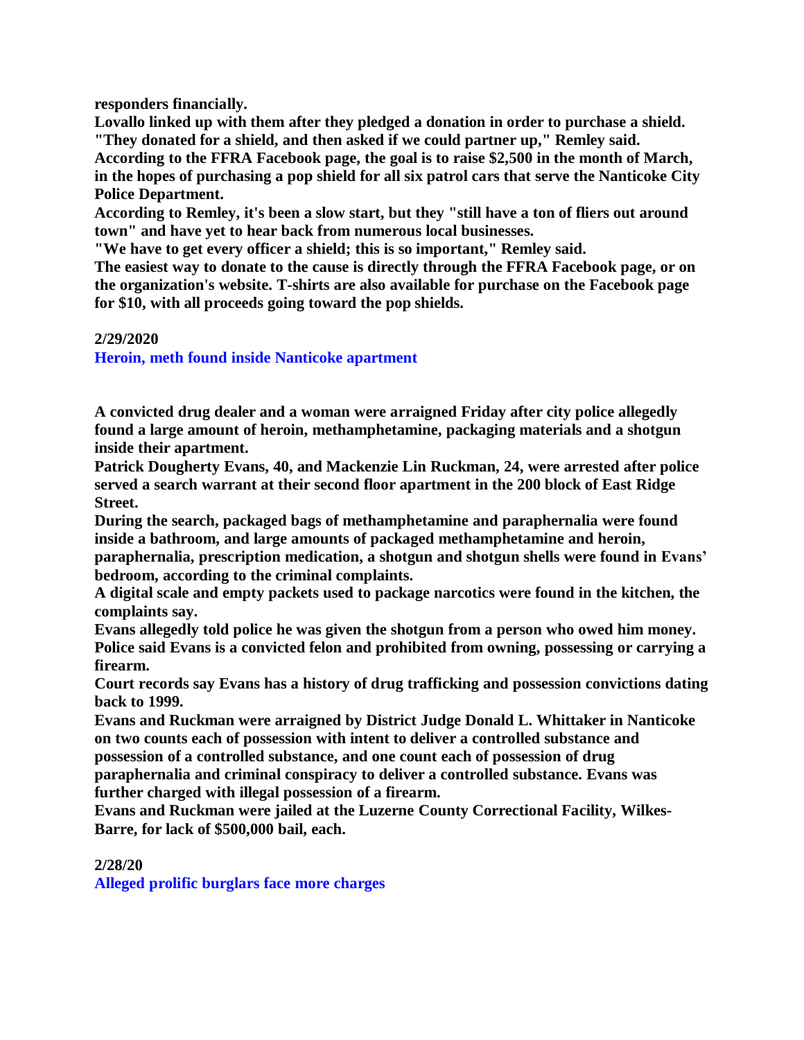**responders financially.**

**Lovallo linked up with them after they pledged a donation in order to purchase a shield.**

**"They donated for a shield, and then asked if we could partner up," Remley said.**

**According to the FFRA Facebook page, the goal is to raise $2,500 in the month of March, in the hopes of purchasing a pop shield for all six patrol cars that serve the Nanticoke City Police Department.**

**According to Remley, it's been a slow start, but they "still have a ton of fliers out around town" and have yet to hear back from numerous local businesses.**

**"We have to get every officer a shield; this is so important," Remley said.**

**The easiest way to donate to the cause is directly through the FFRA Facebook page, or on the organization's website. T-shirts are also available for purchase on the Facebook page for $10, with all proceeds going toward the pop shields.**

**2/29/2020**

**Heroin, meth found inside Nanticoke apartment**

**A convicted drug dealer and a woman were arraigned Friday after city police allegedly found a large amount of heroin, methamphetamine, packaging materials and a shotgun inside their apartment.**

**Patrick Dougherty Evans, 40, and Mackenzie Lin Ruckman, 24, were arrested after police served a search warrant at their second floor apartment in the 200 block of East Ridge Street.**

**During the search, packaged bags of methamphetamine and paraphernalia were found inside a bathroom, and large amounts of packaged methamphetamine and heroin, paraphernalia, prescription medication, a shotgun and shotgun shells were found in Evans' bedroom, according to the criminal complaints.**

**A digital scale and empty packets used to package narcotics were found in the kitchen, the complaints say.**

**Evans allegedly told police he was given the shotgun from a person who owed him money.**

**Police said Evans is a convicted felon and prohibited from owning, possessing or carrying a firearm.**

**Court records say Evans has a history of drug trafficking and possession convictions dating back to 1999.**

**Evans and Ruckman were arraigned by District Judge Donald L. Whittaker in Nanticoke on two counts each of possession with intent to deliver a controlled substance and possession of a controlled substance, and one count each of possession of drug paraphernalia and criminal conspiracy to deliver a controlled substance. Evans was further charged with illegal possession of a firearm.**

**Evans and Ruckman were jailed at the Luzerne County Correctional Facility, Wilkes-Barre, for lack of $500,000 bail, each.**

**2/28/20**

**Alleged prolific burglars face more charges**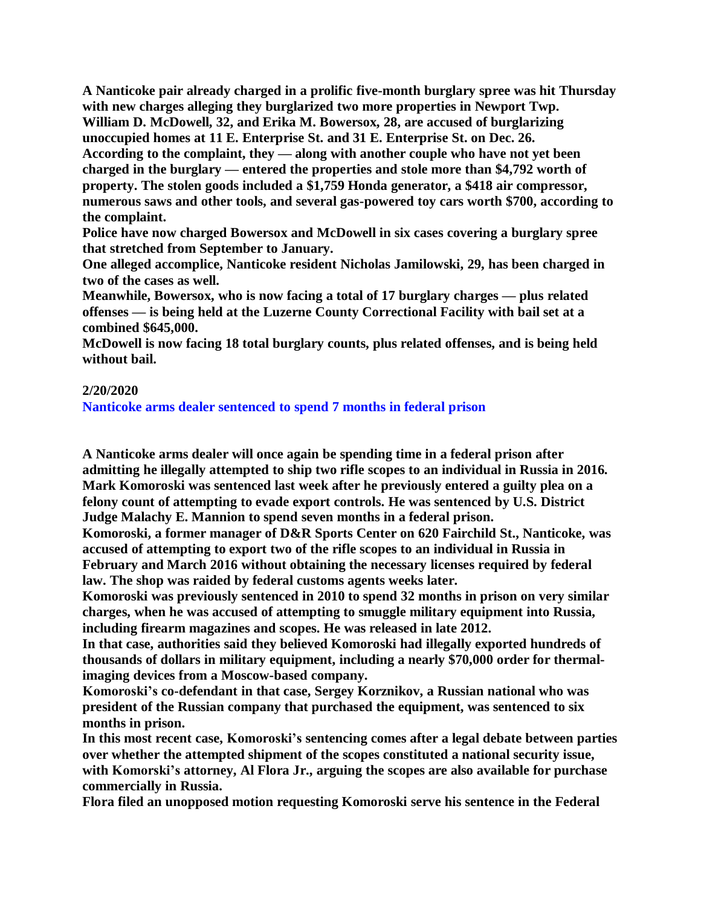**A Nanticoke pair already charged in a prolific five-month burglary spree was hit Thursday with new charges alleging they burglarized two more properties in Newport Twp.**

**William D. McDowell, 32, and Erika M. Bowersox, 28, are accused of burglarizing unoccupied homes at 11 E. Enterprise St. and 31 E. Enterprise St. on Dec. 26.**

**According to the complaint, they — along with another couple who have not yet been charged in the burglary — entered the properties and stole more than $4,792 worth of property. The stolen goods included a $1,759 Honda generator, a $418 air compressor, numerous saws and other tools, and several gas-powered toy cars worth $700, according to the complaint.**

**Police have now charged Bowersox and McDowell in six cases covering a burglary spree that stretched from September to January.**

**One alleged accomplice, Nanticoke resident Nicholas Jamilowski, 29, has been charged in two of the cases as well.**

**Meanwhile, Bowersox, who is now facing a total of 17 burglary charges — plus related offenses — is being held at the Luzerne County Correctional Facility with bail set at a combined $645,000.**

**McDowell is now facing 18 total burglary counts, plus related offenses, and is being held without bail.**

**2/20/2020**

**Nanticoke arms dealer sentenced to spend 7 months in federal prison**

**A Nanticoke arms dealer will once again be spending time in a federal prison after admitting he illegally attempted to ship two rifle scopes to an individual in Russia in 2016.**

**Mark Komoroski was sentenced last week after he previously entered a guilty plea on a felony count of attempting to evade export controls. He was sentenced by U.S. District Judge Malachy E. Mannion to spend seven months in a federal prison.**

**Komoroski, a former manager of D&R Sports Center on 620 Fairchild St., Nanticoke, was accused of attempting to export two of the rifle scopes to an individual in Russia in February and March 2016 without obtaining the necessary licenses required by federal law. The shop was raided by federal customs agents weeks later.**

**Komoroski was previously sentenced in 2010 to spend 32 months in prison on very similar charges, when he was accused of attempting to smuggle military equipment into Russia, including firearm magazines and scopes. He was released in late 2012.**

**In that case, authorities said they believed Komoroski had illegally exported hundreds of thousands of dollars in military equipment, including a nearly $70,000 order for thermal-imaging devices from a Moscow-based company.**

**Komoroski's co-defendant in that case, Sergey Korznikov, a Russian national who was president of the Russian company that purchased the equipment, was sentenced to six months in prison.**

**In this most recent case, Komoroski's sentencing comes after a legal debate between parties over whether the attempted shipment of the scopes constituted a national security issue, with Komorski's attorney, Al Flora Jr., arguing the scopes are also available for purchase commercially in Russia.**

**Flora filed an unopposed motion requesting Komoroski serve his sentence in the Federal**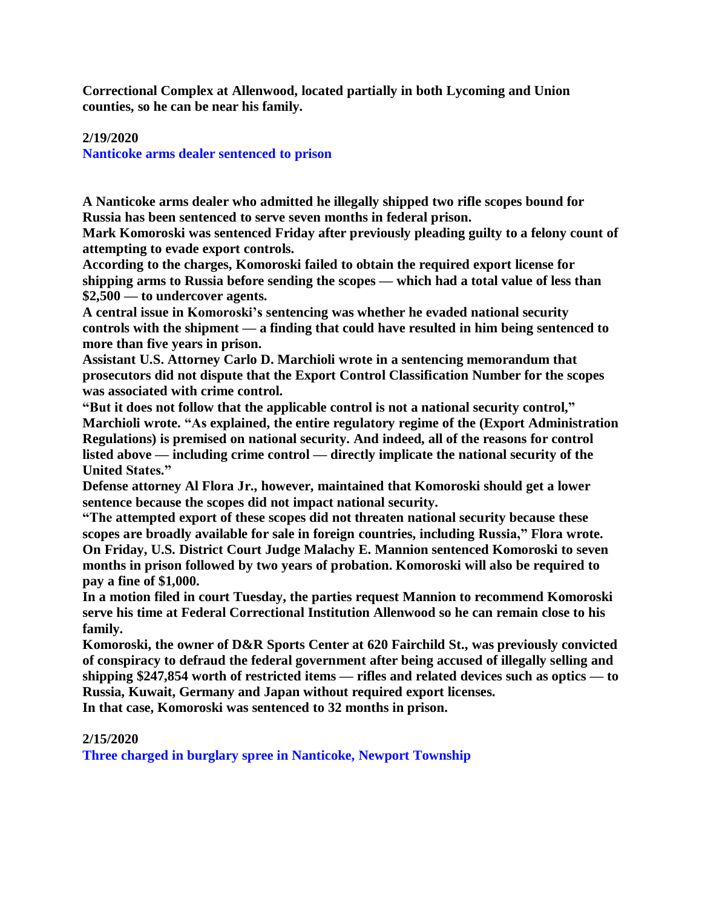**Correctional Complex at Allenwood, located partially in both Lycoming and Union counties, so he can be near his family.**

**2/19/2020**

**Nanticoke arms dealer sentenced to prison**

**A Nanticoke arms dealer who admitted he illegally shipped two rifle scopes bound for Russia has been sentenced to serve seven months in federal prison.**

**Mark Komoroski was sentenced Friday after previously pleading guilty to a felony count of attempting to evade export controls.**

**According to the charges, Komoroski failed to obtain the required export license for shipping arms to Russia before sending the scopes — which had a total value of less than $2,500 — to undercover agents.**

**A central issue in Komoroski's sentencing was whether he evaded national security controls with the shipment — a finding that could have resulted in him being sentenced to more than five years in prison.**

**Assistant U.S. Attorney Carlo D. Marchioli wrote in a sentencing memorandum that prosecutors did not dispute that the Export Control Classification Number for the scopes was associated with crime control.**

**"But it does not follow that the applicable control is not a national security control," Marchioli wrote. "As explained, the entire regulatory regime of the (Export Administration Regulations) is premised on national security. And indeed, all of the reasons for control listed above — including crime control — directly implicate the national security of the United States."**

**Defense attorney Al Flora Jr., however, maintained that Komoroski should get a lower sentence because the scopes did not impact national security.**

**"The attempted export of these scopes did not threaten national security because these scopes are broadly available for sale in foreign countries, including Russia," Flora wrote.**

**On Friday, U.S. District Court Judge Malachy E. Mannion sentenced Komoroski to seven months in prison followed by two years of probation. Komoroski will also be required to pay a fine of $1,000.**

**In a motion filed in court Tuesday, the parties request Mannion to recommend Komoroski serve his time at Federal Correctional Institution Allenwood so he can remain close to his family.**

**Komoroski, the owner of D&R Sports Center at 620 Fairchild St., was previously convicted of conspiracy to defraud the federal government after being accused of illegally selling and shipping $247,854 worth of restricted items — rifles and related devices such as optics — to Russia, Kuwait, Germany and Japan without required export licenses.**

**In that case, Komoroski was sentenced to 32 months in prison.**

**2/15/2020**

**Three charged in burglary spree in Nanticoke, Newport Township**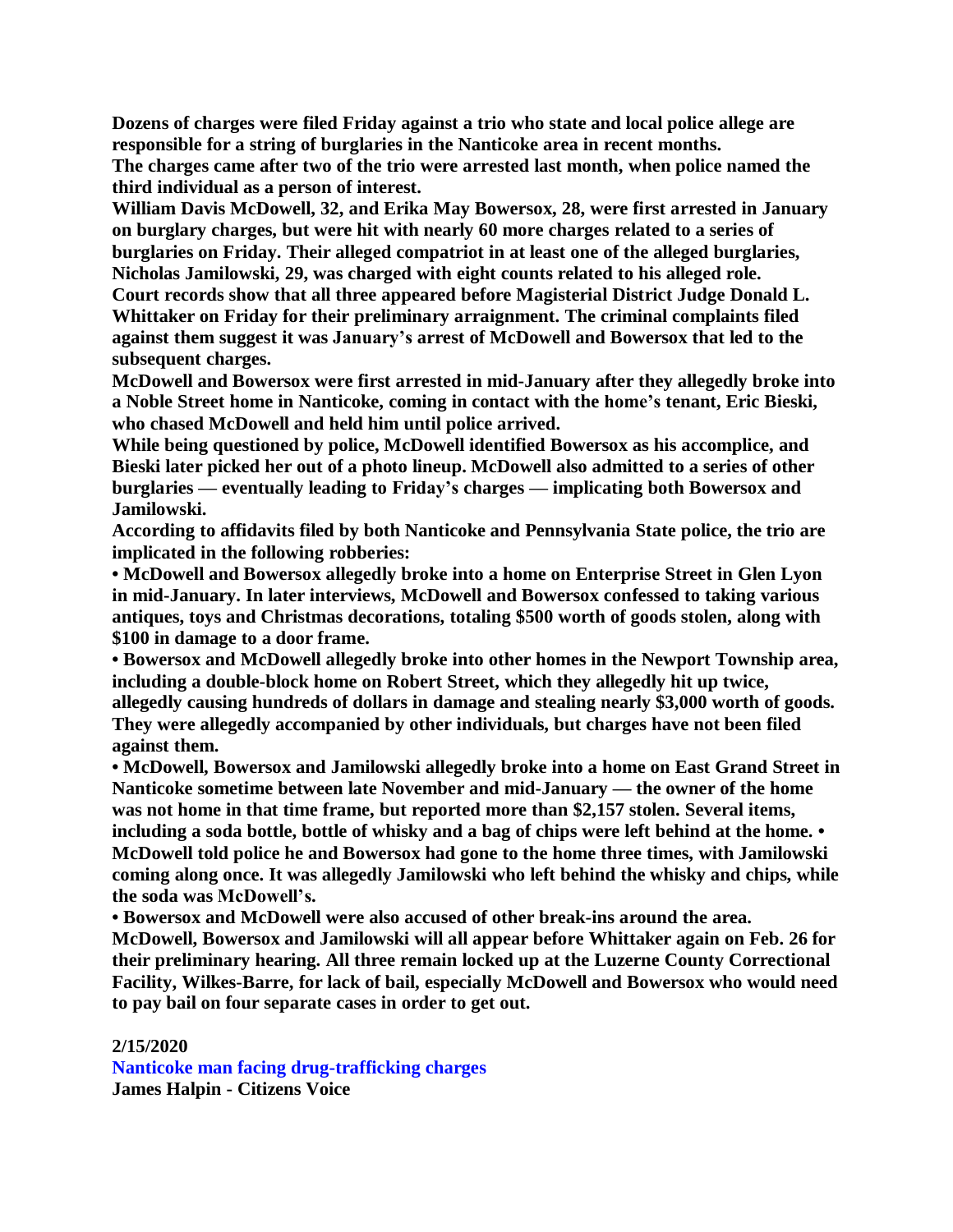**Dozens of charges were filed Friday against a trio who state and local police allege are responsible for a string of burglaries in the Nanticoke area in recent months.**

**The charges came after two of the trio were arrested last month, when police named the third individual as a person of interest.**

**William Davis McDowell, 32, and Erika May Bowersox, 28, were first arrested in January on burglary charges, but were hit with nearly 60 more charges related to a series of burglaries on Friday. Their alleged compatriot in at least one of the alleged burglaries, Nicholas Jamilowski, 29, was charged with eight counts related to his alleged role.**

**Court records show that all three appeared before Magisterial District Judge Donald L. Whittaker on Friday for their preliminary arraignment. The criminal complaints filed against them suggest it was January's arrest of McDowell and Bowersox that led to the subsequent charges.**

**McDowell and Bowersox were first arrested in mid-January after they allegedly broke into a Noble Street home in Nanticoke, coming in contact with the home's tenant, Eric Bieski, who chased McDowell and held him until police arrived.**

**While being questioned by police, McDowell identified Bowersox as his accomplice, and Bieski later picked her out of a photo lineup. McDowell also admitted to a series of other burglaries — eventually leading to Friday's charges — implicating both Bowersox and Jamilowski.**

**According to affidavits filed by both Nanticoke and Pennsylvania State police, the trio are implicated in the following robberies:**

**• McDowell and Bowersox allegedly broke into a home on Enterprise Street in Glen Lyon in mid-January. In later interviews, McDowell and Bowersox confessed to taking various antiques, toys and Christmas decorations, totaling $500 worth of goods stolen, along with $100 in damage to a door frame.**

**• Bowersox and McDowell allegedly broke into other homes in the Newport Township area, including a double-block home on Robert Street, which they allegedly hit up twice, allegedly causing hundreds of dollars in damage and stealing nearly $3,000 worth of goods. They were allegedly accompanied by other individuals, but charges have not been filed against them.**

**• McDowell, Bowersox and Jamilowski allegedly broke into a home on East Grand Street in Nanticoke sometime between late November and mid-January — the owner of the home was not home in that time frame, but reported more than $2,157 stolen. Several items, including a soda bottle, bottle of whisky and a bag of chips were left behind at the home. • McDowell told police he and Bowersox had gone to the home three times, with Jamilowski coming along once. It was allegedly Jamilowski who left behind the whisky and chips, while the soda was McDowell's.**

**• Bowersox and McDowell were also accused of other break-ins around the area.**

**McDowell, Bowersox and Jamilowski will all appear before Whittaker again on Feb. 26 for their preliminary hearing. All three remain locked up at the Luzerne County Correctional Facility, Wilkes-Barre, for lack of bail, especially McDowell and Bowersox who would need to pay bail on four separate cases in order to get out.**

**2/15/2020**

**Nanticoke man facing drug-trafficking charges**

**James Halpin - Citizens Voice**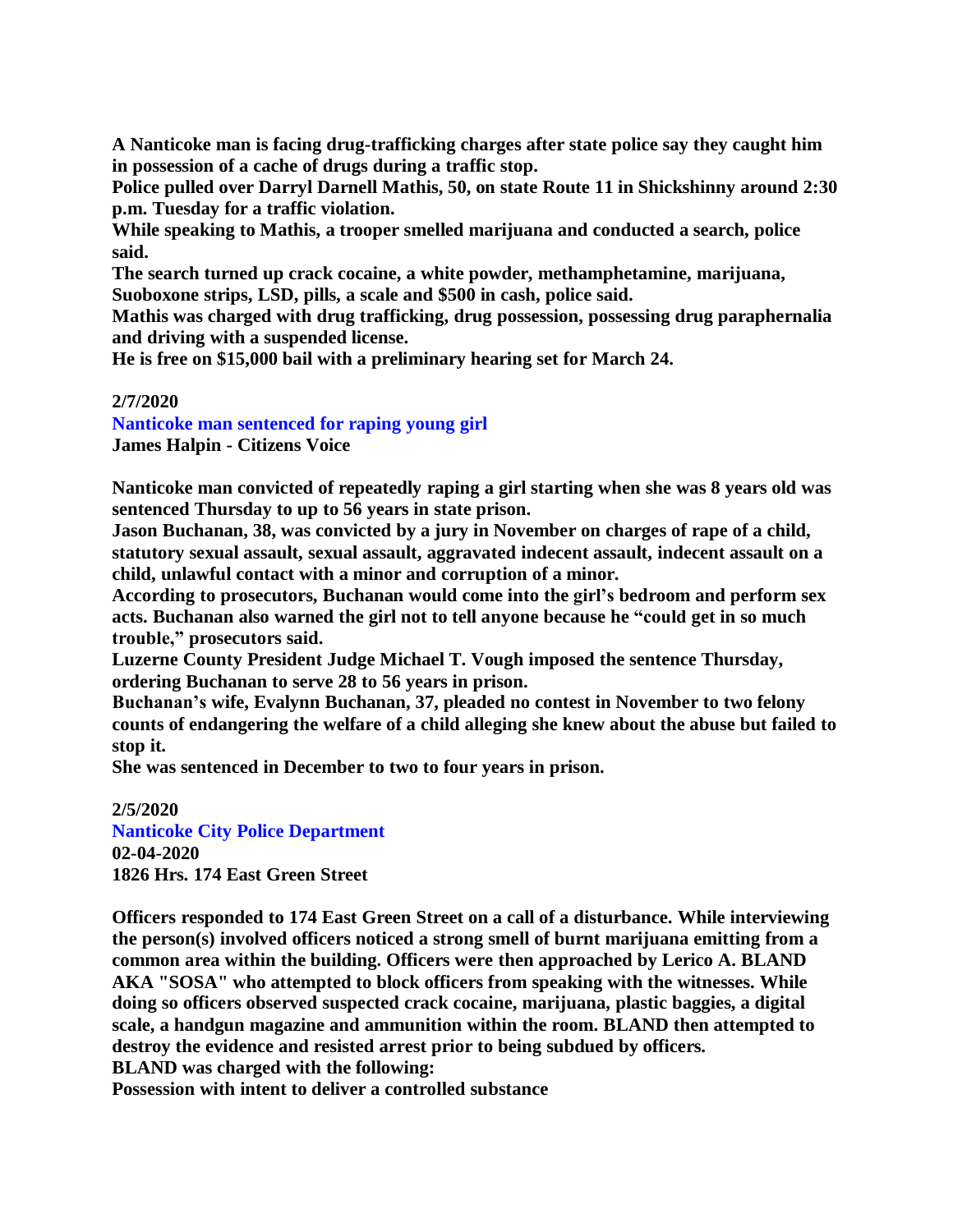**A Nanticoke man is facing drug-trafficking charges after state police say they caught him in possession of a cache of drugs during a traffic stop.**

**Police pulled over Darryl Darnell Mathis, 50, on state Route 11 in Shickshinny around 2:30 p.m. Tuesday for a traffic violation.**

**While speaking to Mathis, a trooper smelled marijuana and conducted a search, police said.**

**The search turned up crack cocaine, a white powder, methamphetamine, marijuana, Suoboxone strips, LSD, pills, a scale and $500 in cash, police said.**

**Mathis was charged with drug trafficking, drug possession, possessing drug paraphernalia and driving with a suspended license.**

**He is free on $15,000 bail with a preliminary hearing set for March 24.**

**2/7/2020**

**Nanticoke man sentenced for raping young girl**

**James Halpin - Citizens Voice**

**Nanticoke man convicted of repeatedly raping a girl starting when she was 8 years old was sentenced Thursday to up to 56 years in state prison.**

**Jason Buchanan, 38, was convicted by a jury in November on charges of rape of a child, statutory sexual assault, sexual assault, aggravated indecent assault, indecent assault on a child, unlawful contact with a minor and corruption of a minor.**

**According to prosecutors, Buchanan would come into the girl's bedroom and perform sex acts. Buchanan also warned the girl not to tell anyone because he "could get in so much trouble," prosecutors said.**

**Luzerne County President Judge Michael T. Vough imposed the sentence Thursday, ordering Buchanan to serve 28 to 56 years in prison.**

**Buchanan's wife, Evalynn Buchanan, 37, pleaded no contest in November to two felony counts of endangering the welfare of a child alleging she knew about the abuse but failed to stop it.**

**She was sentenced in December to two to four years in prison.**

**2/5/2020**

**Nanticoke City Police Department**

**02-04-2020**

**1826 Hrs. 174 East Green Street**

**Officers responded to 174 East Green Street on a call of a disturbance. While interviewing the person(s) involved officers noticed a strong smell of burnt marijuana emitting from a common area within the building. Officers were then approached by Lerico A. BLAND AKA "SOSA" who attempted to block officers from speaking with the witnesses. While doing so officers observed suspected crack cocaine, marijuana, plastic baggies, a digital scale, a handgun magazine and ammunition within the room. BLAND then attempted to destroy the evidence and resisted arrest prior to being subdued by officers.**

**BLAND was charged with the following:**

**Possession with intent to deliver a controlled substance**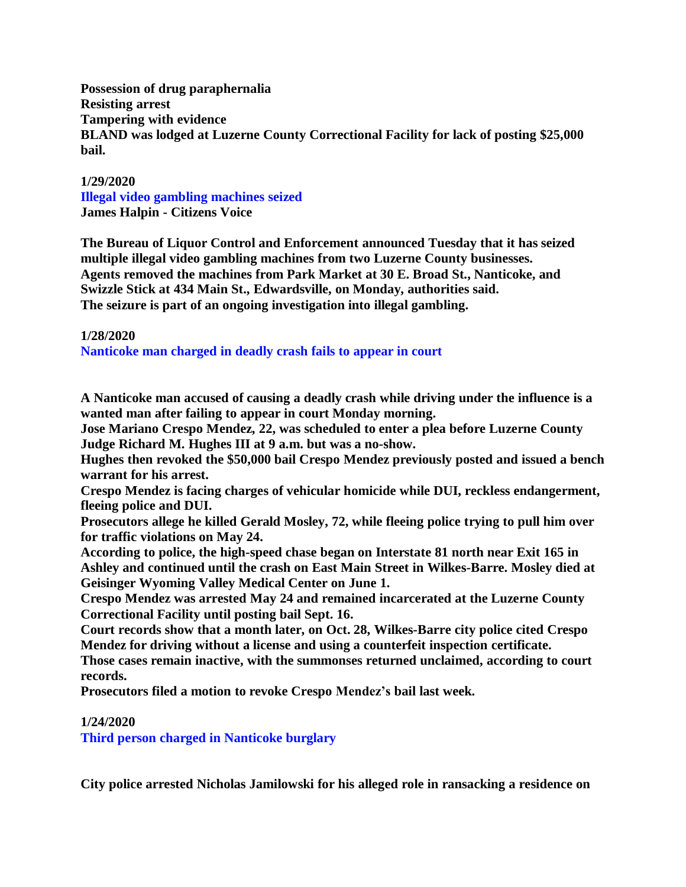**Possession of drug paraphernalia**
**Resisting arrest**
**Tampering with evidence**
**BLAND was lodged at Luzerne County Correctional Facility for lack of posting $25,000 bail.**

**1/29/2020**
**Illegal video gambling machines seized**
**James Halpin - Citizens Voice**

**The Bureau of Liquor Control and Enforcement announced Tuesday that it has seized multiple illegal video gambling machines from two Luzerne County businesses.**
**Agents removed the machines from Park Market at 30 E. Broad St., Nanticoke, and Swizzle Stick at 434 Main St., Edwardsville, on Monday, authorities said.**
**The seizure is part of an ongoing investigation into illegal gambling.**

**1/28/2020**
**Nanticoke man charged in deadly crash fails to appear in court**

**A Nanticoke man accused of causing a deadly crash while driving under the influence is a wanted man after failing to appear in court Monday morning.**
**Jose Mariano Crespo Mendez, 22, was scheduled to enter a plea before Luzerne County Judge Richard M. Hughes III at 9 a.m. but was a no-show.**
**Hughes then revoked the $50,000 bail Crespo Mendez previously posted and issued a bench warrant for his arrest.**
**Crespo Mendez is facing charges of vehicular homicide while DUI, reckless endangerment, fleeing police and DUI.**
**Prosecutors allege he killed Gerald Mosley, 72, while fleeing police trying to pull him over for traffic violations on May 24.**
**According to police, the high-speed chase began on Interstate 81 north near Exit 165 in Ashley and continued until the crash on East Main Street in Wilkes-Barre. Mosley died at Geisinger Wyoming Valley Medical Center on June 1.**
**Crespo Mendez was arrested May 24 and remained incarcerated at the Luzerne County Correctional Facility until posting bail Sept. 16.**
**Court records show that a month later, on Oct. 28, Wilkes-Barre city police cited Crespo Mendez for driving without a license and using a counterfeit inspection certificate.**
**Those cases remain inactive, with the summonses returned unclaimed, according to court records.**
**Prosecutors filed a motion to revoke Crespo Mendez's bail last week.**

**1/24/2020**
**Third person charged in Nanticoke burglary**

**City police arrested Nicholas Jamilowski for his alleged role in ransacking a residence on**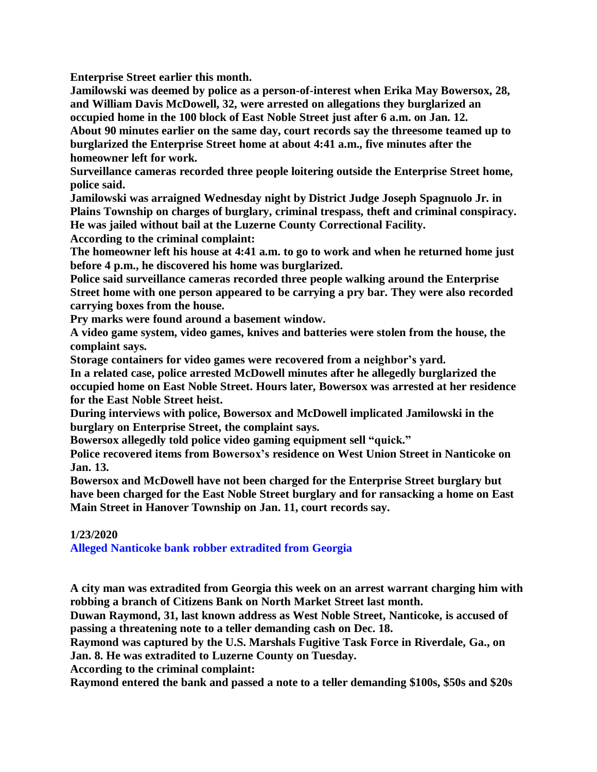**Enterprise Street earlier this month.**

**Jamilowski was deemed by police as a person-of-interest when Erika May Bowersox, 28, and William Davis McDowell, 32, were arrested on allegations they burglarized an occupied home in the 100 block of East Noble Street just after 6 a.m. on Jan. 12.**

**About 90 minutes earlier on the same day, court records say the threesome teamed up to burglarized the Enterprise Street home at about 4:41 a.m., five minutes after the homeowner left for work.**

**Surveillance cameras recorded three people loitering outside the Enterprise Street home, police said.**

**Jamilowski was arraigned Wednesday night by District Judge Joseph Spagnuolo Jr. in Plains Township on charges of burglary, criminal trespass, theft and criminal conspiracy. He was jailed without bail at the Luzerne County Correctional Facility.**

**According to the criminal complaint:**

**The homeowner left his house at 4:41 a.m. to go to work and when he returned home just before 4 p.m., he discovered his home was burglarized.**

**Police said surveillance cameras recorded three people walking around the Enterprise Street home with one person appeared to be carrying a pry bar. They were also recorded carrying boxes from the house.**

**Pry marks were found around a basement window.**

**A video game system, video games, knives and batteries were stolen from the house, the complaint says.**

**Storage containers for video games were recovered from a neighbor's yard.**

**In a related case, police arrested McDowell minutes after he allegedly burglarized the occupied home on East Noble Street. Hours later, Bowersox was arrested at her residence for the East Noble Street heist.**

**During interviews with police, Bowersox and McDowell implicated Jamilowski in the burglary on Enterprise Street, the complaint says.**

**Bowersox allegedly told police video gaming equipment sell "quick."**

**Police recovered items from Bowersox's residence on West Union Street in Nanticoke on Jan. 13.**

**Bowersox and McDowell have not been charged for the Enterprise Street burglary but have been charged for the East Noble Street burglary and for ransacking a home on East Main Street in Hanover Township on Jan. 11, court records say.**

**1/23/2020**

**Alleged Nanticoke bank robber extradited from Georgia**

**A city man was extradited from Georgia this week on an arrest warrant charging him with robbing a branch of Citizens Bank on North Market Street last month.**

**Duwan Raymond, 31, last known address as West Noble Street, Nanticoke, is accused of passing a threatening note to a teller demanding cash on Dec. 18.**

**Raymond was captured by the U.S. Marshals Fugitive Task Force in Riverdale, Ga., on Jan. 8. He was extradited to Luzerne County on Tuesday.**

**According to the criminal complaint:**

**Raymond entered the bank and passed a note to a teller demanding $100s, $50s and $20s**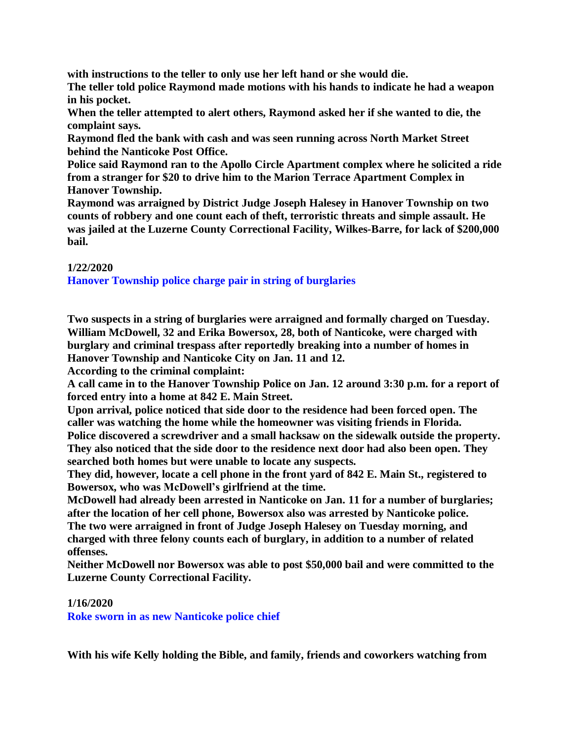**with instructions to the teller to only use her left hand or she would die.**
**The teller told police Raymond made motions with his hands to indicate he had a weapon in his pocket.**
**When the teller attempted to alert others, Raymond asked her if she wanted to die, the complaint says.**
**Raymond fled the bank with cash and was seen running across North Market Street behind the Nanticoke Post Office.**
**Police said Raymond ran to the Apollo Circle Apartment complex where he solicited a ride from a stranger for $20 to drive him to the Marion Terrace Apartment Complex in Hanover Township.**
**Raymond was arraigned by District Judge Joseph Halesey in Hanover Township on two counts of robbery and one count each of theft, terroristic threats and simple assault. He was jailed at the Luzerne County Correctional Facility, Wilkes-Barre, for lack of $200,000 bail.**

**1/22/2020**
**Hanover Township police charge pair in string of burglaries**

**Two suspects in a string of burglaries were arraigned and formally charged on Tuesday.**
**William McDowell, 32 and Erika Bowersox, 28, both of Nanticoke, were charged with burglary and criminal trespass after reportedly breaking into a number of homes in Hanover Township and Nanticoke City on Jan. 11 and 12.**
**According to the criminal complaint:**
**A call came in to the Hanover Township Police on Jan. 12 around 3:30 p.m. for a report of forced entry into a home at 842 E. Main Street.**
**Upon arrival, police noticed that side door to the residence had been forced open. The caller was watching the home while the homeowner was visiting friends in Florida.**
**Police discovered a screwdriver and a small hacksaw on the sidewalk outside the property. They also noticed that the side door to the residence next door had also been open. They searched both homes but were unable to locate any suspects.**
**They did, however, locate a cell phone in the front yard of 842 E. Main St., registered to Bowersox, who was McDowell's girlfriend at the time.**
**McDowell had already been arrested in Nanticoke on Jan. 11 for a number of burglaries; after the location of her cell phone, Bowersox also was arrested by Nanticoke police.**
**The two were arraigned in front of Judge Joseph Halesey on Tuesday morning, and charged with three felony counts each of burglary, in addition to a number of related offenses.**
**Neither McDowell nor Bowersox was able to post $50,000 bail and were committed to the Luzerne County Correctional Facility.**

**1/16/2020**
**Roke sworn in as new Nanticoke police chief**

**With his wife Kelly holding the Bible, and family, friends and coworkers watching from**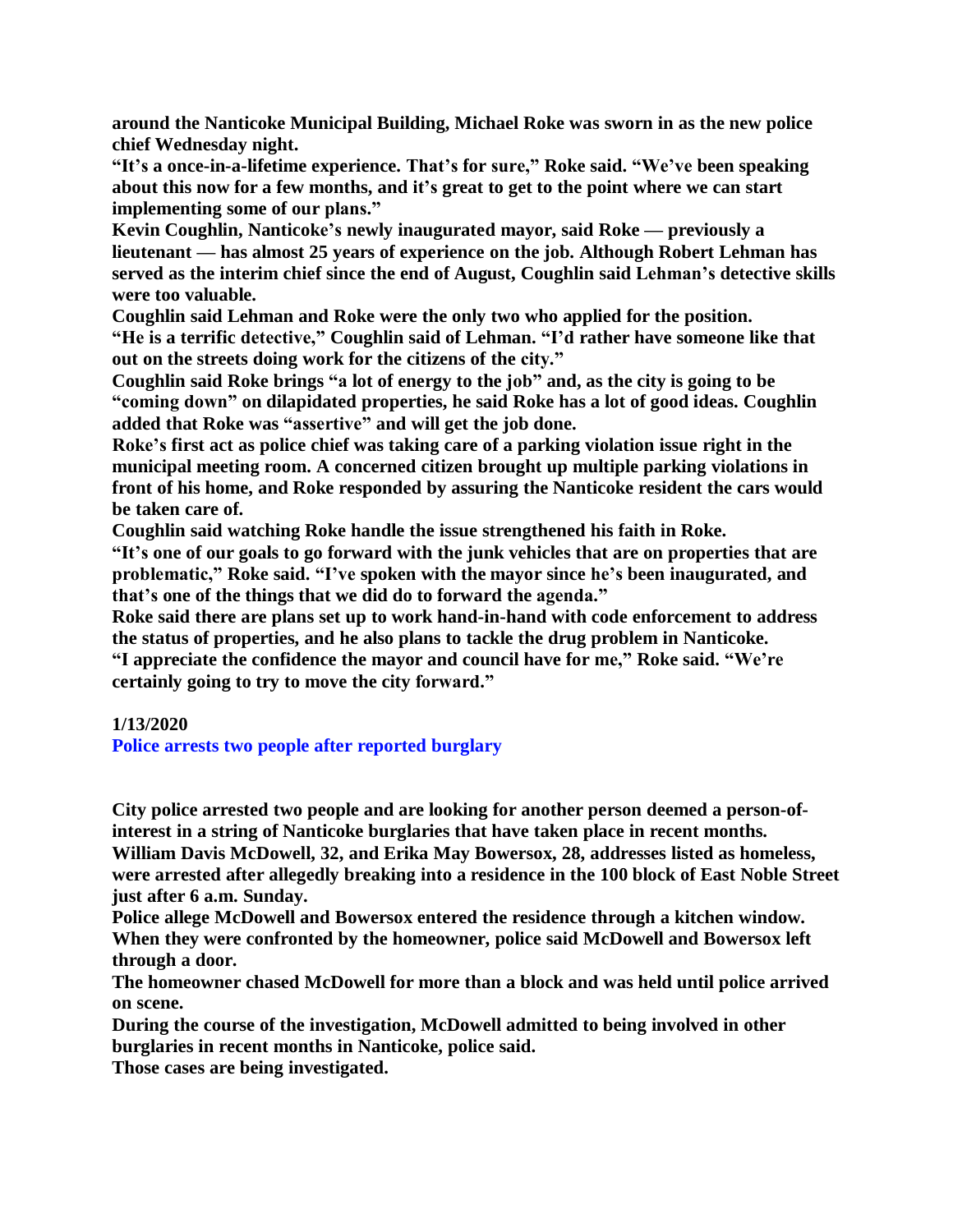**around the Nanticoke Municipal Building, Michael Roke was sworn in as the new police chief Wednesday night.**

**"It's a once-in-a-lifetime experience. That's for sure," Roke said. "We've been speaking about this now for a few months, and it's great to get to the point where we can start implementing some of our plans."**

**Kevin Coughlin, Nanticoke's newly inaugurated mayor, said Roke — previously a lieutenant — has almost 25 years of experience on the job. Although Robert Lehman has served as the interim chief since the end of August, Coughlin said Lehman's detective skills were too valuable.**

**Coughlin said Lehman and Roke were the only two who applied for the position.**

**"He is a terrific detective," Coughlin said of Lehman. "I'd rather have someone like that out on the streets doing work for the citizens of the city."**

**Coughlin said Roke brings "a lot of energy to the job" and, as the city is going to be "coming down" on dilapidated properties, he said Roke has a lot of good ideas. Coughlin added that Roke was "assertive" and will get the job done.**

**Roke's first act as police chief was taking care of a parking violation issue right in the municipal meeting room. A concerned citizen brought up multiple parking violations in front of his home, and Roke responded by assuring the Nanticoke resident the cars would be taken care of.**

**Coughlin said watching Roke handle the issue strengthened his faith in Roke.**

**"It's one of our goals to go forward with the junk vehicles that are on properties that are problematic," Roke said. "I've spoken with the mayor since he's been inaugurated, and that's one of the things that we did do to forward the agenda."**

**Roke said there are plans set up to work hand-in-hand with code enforcement to address the status of properties, and he also plans to tackle the drug problem in Nanticoke.**

**"I appreciate the confidence the mayor and council have for me," Roke said. "We're certainly going to try to move the city forward."**

**1/13/2020**

**Police arrests two people after reported burglary**

**City police arrested two people and are looking for another person deemed a person-of-interest in a string of Nanticoke burglaries that have taken place in recent months.**

**William Davis McDowell, 32, and Erika May Bowersox, 28, addresses listed as homeless, were arrested after allegedly breaking into a residence in the 100 block of East Noble Street just after 6 a.m. Sunday.**

**Police allege McDowell and Bowersox entered the residence through a kitchen window. When they were confronted by the homeowner, police said McDowell and Bowersox left through a door.**

**The homeowner chased McDowell for more than a block and was held until police arrived on scene.**

**During the course of the investigation, McDowell admitted to being involved in other burglaries in recent months in Nanticoke, police said.**

**Those cases are being investigated.**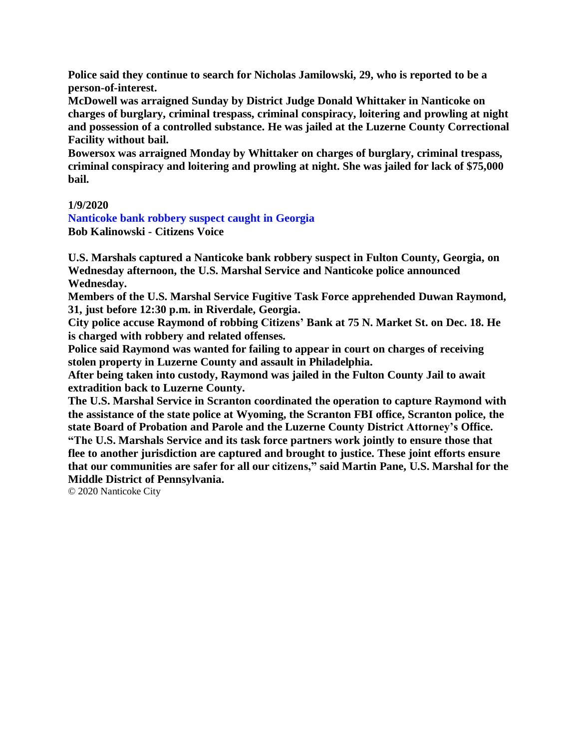**Police said they continue to search for Nicholas Jamilowski, 29, who is reported to be a person-of-interest.**

**McDowell was arraigned Sunday by District Judge Donald Whittaker in Nanticoke on charges of burglary, criminal trespass, criminal conspiracy, loitering and prowling at night and possession of a controlled substance. He was jailed at the Luzerne County Correctional Facility without bail.**

**Bowersox was arraigned Monday by Whittaker on charges of burglary, criminal trespass, criminal conspiracy and loitering and prowling at night. She was jailed for lack of $75,000 bail.**

**1/9/2020**

**Nanticoke bank robbery suspect caught in Georgia**

**Bob Kalinowski - Citizens Voice**

**U.S. Marshals captured a Nanticoke bank robbery suspect in Fulton County, Georgia, on Wednesday afternoon, the U.S. Marshal Service and Nanticoke police announced Wednesday.**

**Members of the U.S. Marshal Service Fugitive Task Force apprehended Duwan Raymond, 31, just before 12:30 p.m. in Riverdale, Georgia.**

**City police accuse Raymond of robbing Citizens' Bank at 75 N. Market St. on Dec. 18. He is charged with robbery and related offenses.**

**Police said Raymond was wanted for failing to appear in court on charges of receiving stolen property in Luzerne County and assault in Philadelphia.**

**After being taken into custody, Raymond was jailed in the Fulton County Jail to await extradition back to Luzerne County.**

**The U.S. Marshal Service in Scranton coordinated the operation to capture Raymond with the assistance of the state police at Wyoming, the Scranton FBI office, Scranton police, the state Board of Probation and Parole and the Luzerne County District Attorney's Office.**

**"The U.S. Marshals Service and its task force partners work jointly to ensure those that flee to another jurisdiction are captured and brought to justice. These joint efforts ensure that our communities are safer for all our citizens," said Martin Pane, U.S. Marshal for the Middle District of Pennsylvania.**

© 2020 Nanticoke City